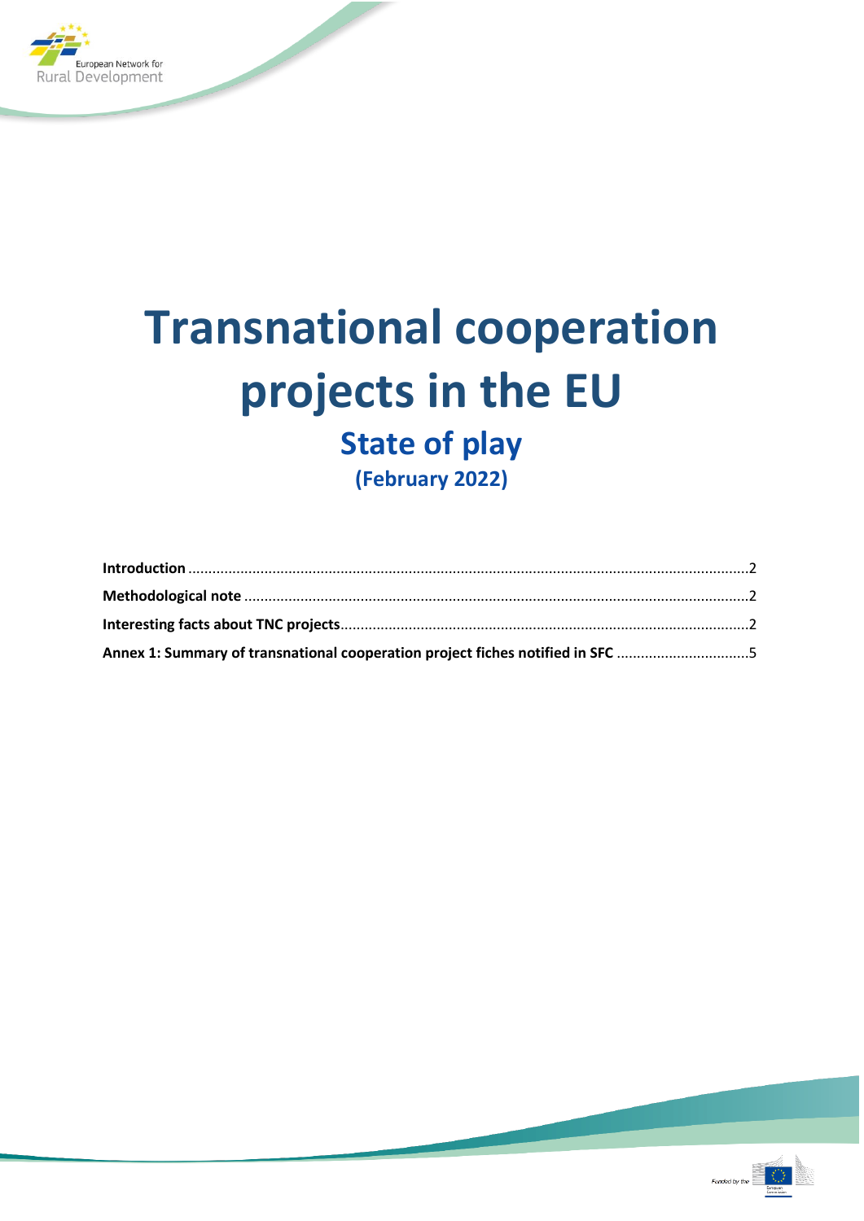European Network for Rural Development

# Transnational cooperation projects in the EU

## State of play

### (February 2022)

**Introduction** .......................................................................................................................................2

**Methodological note** ..........................................................................................................................2

**Interesting facts about TNC projects**..................................................................................................2

**Annex 1: Summary of transnational cooperation project fiches notified in SFC** ...............................5

Funded by the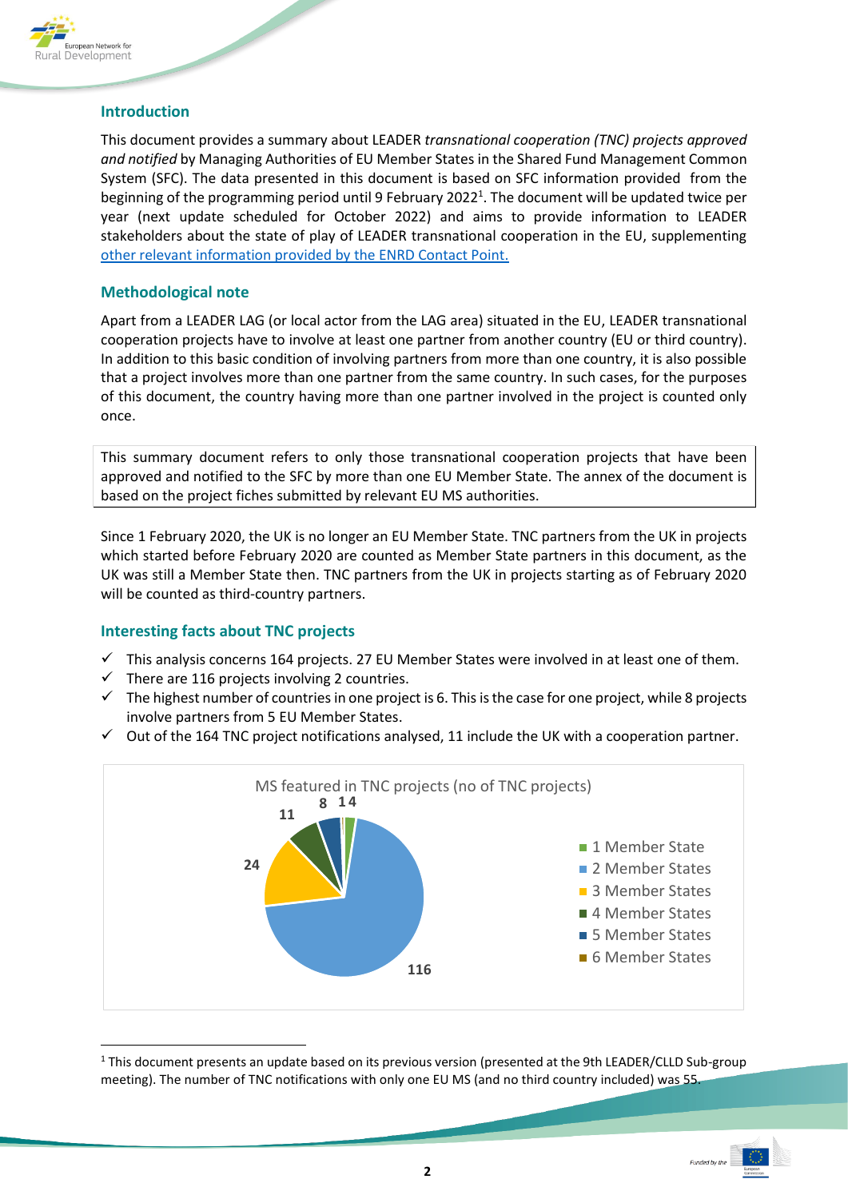## Introduction

This document provides a summary about LEADER *transnational cooperation (TNC) projects approved and notified* by Managing Authorities of EU Member States in the Shared Fund Management Common System (SFC). The data presented in this document is based on SFC information provided from the beginning of the programming period until 9 February 2022[1]. The document will be updated twice per year (next update scheduled for October 2022) and aims to provide information to LEADER stakeholders about the state of play of LEADER transnational cooperation in the EU, supplementing other relevant information provided by the ENRD Contact Point.

## Methodological note

Apart from a LEADER LAG (or local actor from the LAG area) situated in the EU, LEADER transnational cooperation projects have to involve at least one partner from another country (EU or third country). In addition to this basic condition of involving partners from more than one country, it is also possible that a project involves more than one partner from the same country. In such cases, for the purposes of this document, the country having more than one partner involved in the project is counted only once.

This summary document refers to only those transnational cooperation projects that have been approved and notified to the SFC by more than one EU Member State. The annex of the document is based on the project fiches submitted by relevant EU MS authorities.

Since 1 February 2020, the UK is no longer an EU Member State. TNC partners from the UK in projects which started before February 2020 are counted as Member State partners in this document, as the UK was still a Member State then. TNC partners from the UK in projects starting as of February 2020 will be counted as third-country partners.

## Interesting facts about TNC projects

- ✓ This analysis concerns 164 projects. 27 EU Member States were involved in at least one of them.
- ✓ There are 116 projects involving 2 countries.
- ✓ The highest number of countries in one project is 6. This is the case for one project, while 8 projects involve partners from 5 EU Member States.
- ✓ Out of the 164 TNC project notifications analysed, 11 include the UK with a cooperation partner.

MS featured in TNC projects (no of TNC projects)

| Category | No of TNC projects |
|---|---|
| 1 Member State | 4 |
| 2 Member States | 116 |
| 3 Member States | 24 |
| 4 Member States | 11 |
| 5 Member States | 8 |
| 6 Member States | 1 |

[1] This document presents an update based on its previous version (presented at the 9th LEADER/CLLD Sub-group meeting). The number of TNC notifications with only one EU MS (and no third country included) was 55.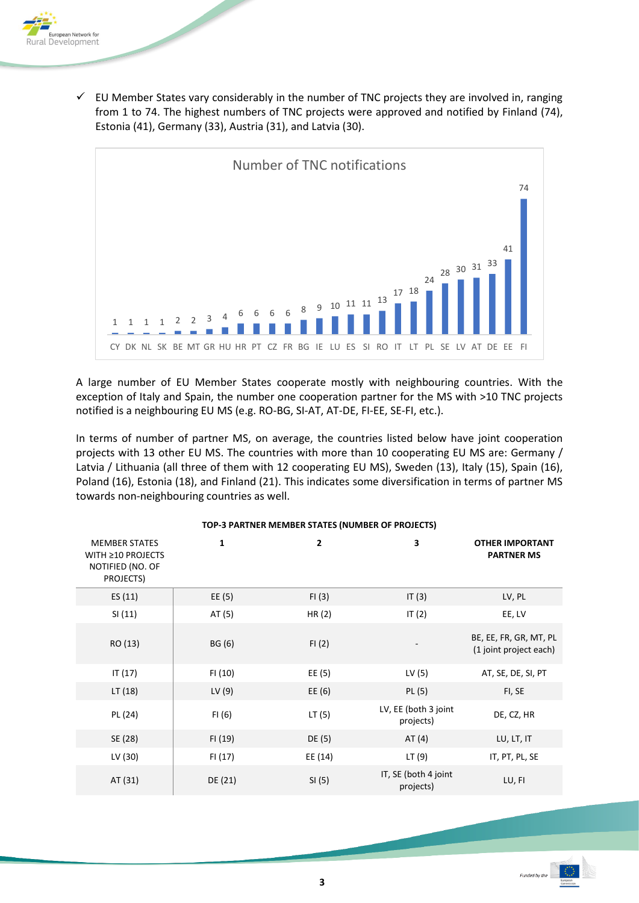✓ EU Member States vary considerably in the number of TNC projects they are involved in, ranging from 1 to 74. The highest numbers of TNC projects were approved and notified by Finland (74), Estonia (41), Germany (33), Austria (31), and Latvia (30).

**Number of TNC notifications**

| CY | DK | NL | SK | BE | MT | GR | HU | HR | PT | CZ | FR | BG | IE | LU | ES | SI | RO | IT | LT | PL | SE | LV | AT | DE | EE | FI |
|---|---|---|---|---|---|---|---|---|---|---|---|---|---|---|---|---|---|---|---|---|---|---|---|---|---|---|
| 1 | 1 | 1 | 1 | 2 | 2 | 3 | 4 | 6 | 6 | 6 | 6 | 8 | 9 | 10 | 11 | 11 | 13 | 17 | 18 | 24 | 28 | 30 | 31 | 33 | 41 | 74 |

A large number of EU Member States cooperate mostly with neighbouring countries. With the exception of Italy and Spain, the number one cooperation partner for the MS with >10 TNC projects notified is a neighbouring EU MS (e.g. RO-BG, SI-AT, AT-DE, FI-EE, SE-FI, etc.).

In terms of number of partner MS, on average, the countries listed below have joint cooperation projects with 13 other EU MS. The countries with more than 10 cooperating EU MS are: Germany / Latvia / Lithuania (all three of them with 12 cooperating EU MS), Sweden (13), Italy (15), Spain (16), Poland (16), Estonia (18), and Finland (21). This indicates some diversification in terms of partner MS towards non-neighbouring countries as well.

| | **TOP-3 PARTNER MEMBER STATES (NUMBER OF PROJECTS)** | | | |
|---|---|---|---|---|
| MEMBER STATES WITH ≥10 PROJECTS NOTIFIED (NO. OF PROJECTS) | **1** | **2** | **3** | **OTHER IMPORTANT PARTNER MS** |
| ES (11) | EE (5) | FI (3) | IT (3) | LV, PL |
| SI (11) | AT (5) | HR (2) | IT (2) | EE, LV |
| RO (13) | BG (6) | FI (2) | - | BE, EE, FR, GR, MT, PL (1 joint project each) |
| IT (17) | FI (10) | EE (5) | LV (5) | AT, SE, DE, SI, PT |
| LT (18) | LV (9) | EE (6) | PL (5) | FI, SE |
| PL (24) | FI (6) | LT (5) | LV, EE (both 3 joint projects) | DE, CZ, HR |
| SE (28) | FI (19) | DE (5) | AT (4) | LU, LT, IT |
| LV (30) | FI (17) | EE (14) | LT (9) | IT, PT, PL, SE |
| AT (31) | DE (21) | SI (5) | IT, SE (both 4 joint projects) | LU, FI |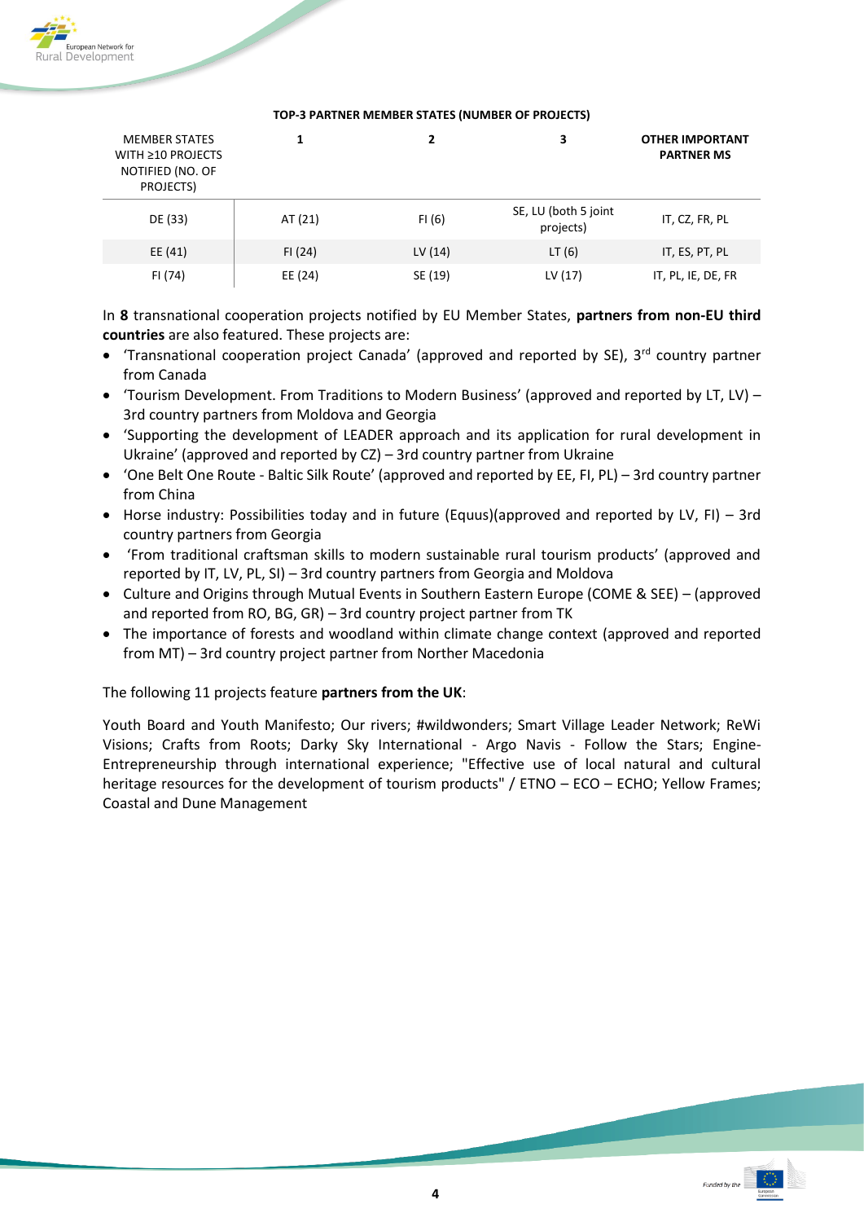**TOP-3 PARTNER MEMBER STATES (NUMBER OF PROJECTS)**

| MEMBER STATES WITH ≥10 PROJECTS NOTIFIED (NO. OF PROJECTS) | 1 | 2 | 3 | OTHER IMPORTANT PARTNER MS |
|---|---|---|---|---|
| DE (33) | AT (21) | FI (6) | SE, LU (both 5 joint projects) | IT, CZ, FR, PL |
| EE (41) | FI (24) | LV (14) | LT (6) | IT, ES, PT, PL |
| FI (74) | EE (24) | SE (19) | LV (17) | IT, PL, IE, DE, FR |

In **8** transnational cooperation projects notified by EU Member States, **partners from non-EU third countries** are also featured. These projects are:

- 'Transnational cooperation project Canada' (approved and reported by SE), 3rd country partner from Canada
- 'Tourism Development. From Traditions to Modern Business' (approved and reported by LT, LV) – 3rd country partners from Moldova and Georgia
- 'Supporting the development of LEADER approach and its application for rural development in Ukraine' (approved and reported by CZ) – 3rd country partner from Ukraine
- 'One Belt One Route - Baltic Silk Route' (approved and reported by EE, FI, PL) – 3rd country partner from China
- Horse industry: Possibilities today and in future (Equus)(approved and reported by LV, FI) – 3rd country partners from Georgia
- 'From traditional craftsman skills to modern sustainable rural tourism products' (approved and reported by IT, LV, PL, SI) – 3rd country partners from Georgia and Moldova
- Culture and Origins through Mutual Events in Southern Eastern Europe (COME & SEE) – (approved and reported from RO, BG, GR) – 3rd country project partner from TK
- The importance of forests and woodland within climate change context (approved and reported from MT) – 3rd country project partner from Norther Macedonia

The following 11 projects feature **partners from the UK**:

Youth Board and Youth Manifesto; Our rivers; #wildwonders; Smart Village Leader Network; ReWi Visions; Crafts from Roots; Darky Sky International - Argo Navis - Follow the Stars; Engine-Entrepreneurship through international experience; "Effective use of local natural and cultural heritage resources for the development of tourism products" / ETNO – ECO – ECHO; Yellow Frames; Coastal and Dune Management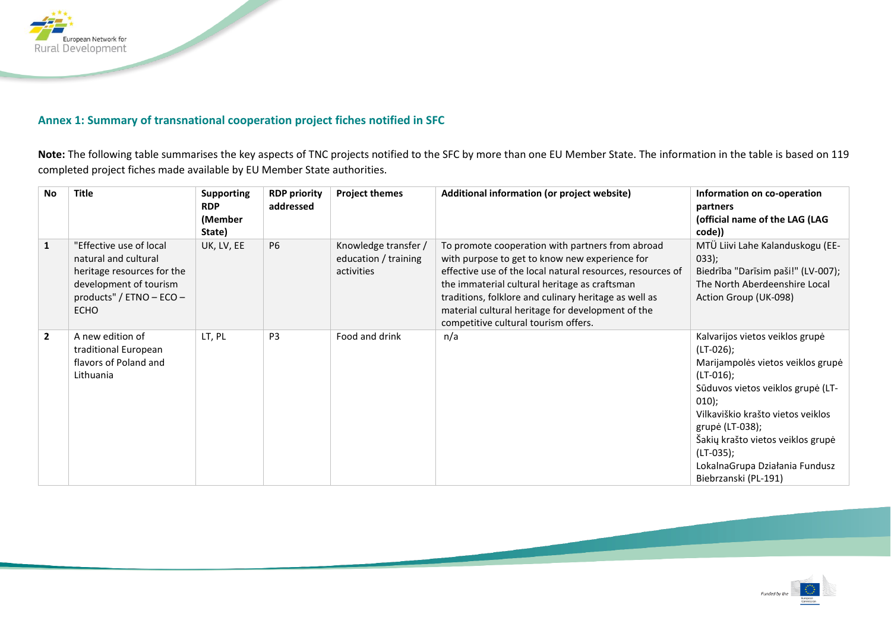### Annex 1: Summary of transnational cooperation project fiches notified in SFC

**Note:** The following table summarises the key aspects of TNC projects notified to the SFC by more than one EU Member State. The information in the table is based on 119 completed project fiches made available by EU Member State authorities.

| No | Title | Supporting RDP (Member State) | RDP priority addressed | Project themes | Additional information (or project website) | Information on co-operation partners (official name of the LAG (LAG code)) |
|---|---|---|---|---|---|---|
| **1** | "Effective use of local natural and cultural heritage resources for the development of tourism products" / ETNO – ECO – ECHO | UK, LV, EE | P6 | Knowledge transfer / education / training activities | To promote cooperation with partners from abroad with purpose to get to know new experience for effective use of the local natural resources, resources of the immaterial cultural heritage as craftsman traditions, folklore and culinary heritage as well as material cultural heritage for development of the competitive cultural tourism offers. | MTÜ Liivi Lahe Kalanduskogu (EE-033);<br>Biedrība "Darīsim paši!" (LV-007);<br>The North Aberdeenshire Local Action Group (UK-098) |
| **2** | A new edition of traditional European flavors of Poland and Lithuania | LT, PL | P3 | Food and drink | n/a | Kalvarijos vietos veiklos grupė (LT-026);<br>Marijampolės vietos veiklos grupė (LT-016);<br>Sūduvos vietos veiklos grupė (LT-010);<br>Vilkaviškio krašto vietos veiklos grupė (LT-038);<br>Šakių krašto vietos veiklos grupė (LT-035);<br>LokalnaGrupa Działania Fundusz Biebrzanski (PL-191) |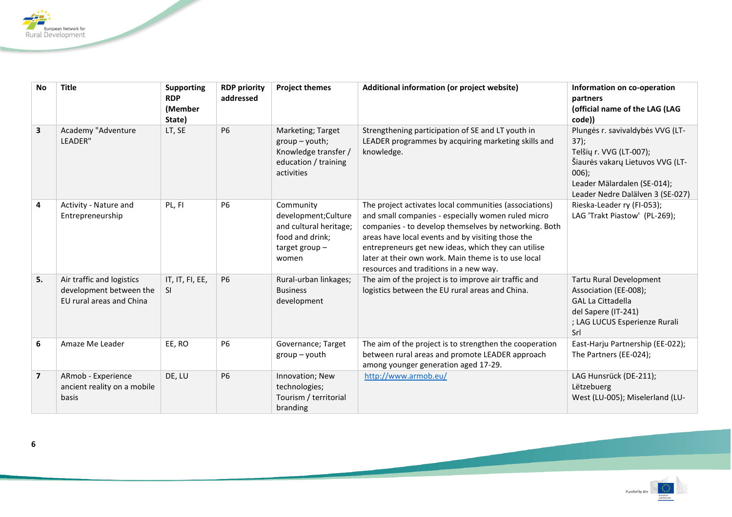| No | Title | Supporting RDP (Member State) | RDP priority addressed | Project themes | Additional information (or project website) | Information on co-operation partners (official name of the LAG (LAG code)) |
|---|---|---|---|---|---|---|
| **3** | Academy "Adventure LEADER" | LT, SE | P6 | Marketing; Target group – youth; Knowledge transfer / education / training activities | Strengthening participation of SE and LT youth in LEADER programmes by acquiring marketing skills and knowledge. | Plungės r. savivaldybės VVG (LT-37); Telšių r. VVG (LT-007); Šiaurės vakarų Lietuvos VVG (LT-006); Leader Mälardalen (SE-014); Leader Nedre Dalälven 3 (SE-027) |
| **4** | Activity - Nature and Entrepreneurship | PL, FI | P6 | Community development;Culture and cultural heritage; food and drink; target group – women | The project activates local communities (associations) and small companies - especially women ruled micro companies - to develop themselves by networking. Both areas have local events and by visiting those the entrepreneurs get new ideas, which they can utilise later at their own work. Main theme is to use local resources and traditions in a new way. | Rieska-Leader ry (FI-053); LAG 'Trakt Piastow' (PL-269); |
| **5.** | Air traffic and logistics development between the EU rural areas and China | IT, IT, FI, EE, SI | P6 | Rural-urban linkages; Business development | The aim of the project is to improve air traffic and logistics between the EU rural areas and China. | Tartu Rural Development Association (EE-008); GAL La Cittadella del Sapere (IT-241) ; LAG LUCUS Esperienze Rurali Srl |
| **6** | Amaze Me Leader | EE, RO | P6 | Governance; Target group – youth | The aim of the project is to strengthen the cooperation between rural areas and promote LEADER approach among younger generation aged 17-29. | East-Harju Partnership (EE-022); The Partners (EE-024); |
| **7** | ARmob - Experience ancient reality on a mobile basis | DE, LU | P6 | Innovation; New technologies; Tourism / territorial branding | http://www.armob.eu/ | LAG Hunsrück (DE-211); Lëtzebuerg West (LU-005); Miselerland (LU- |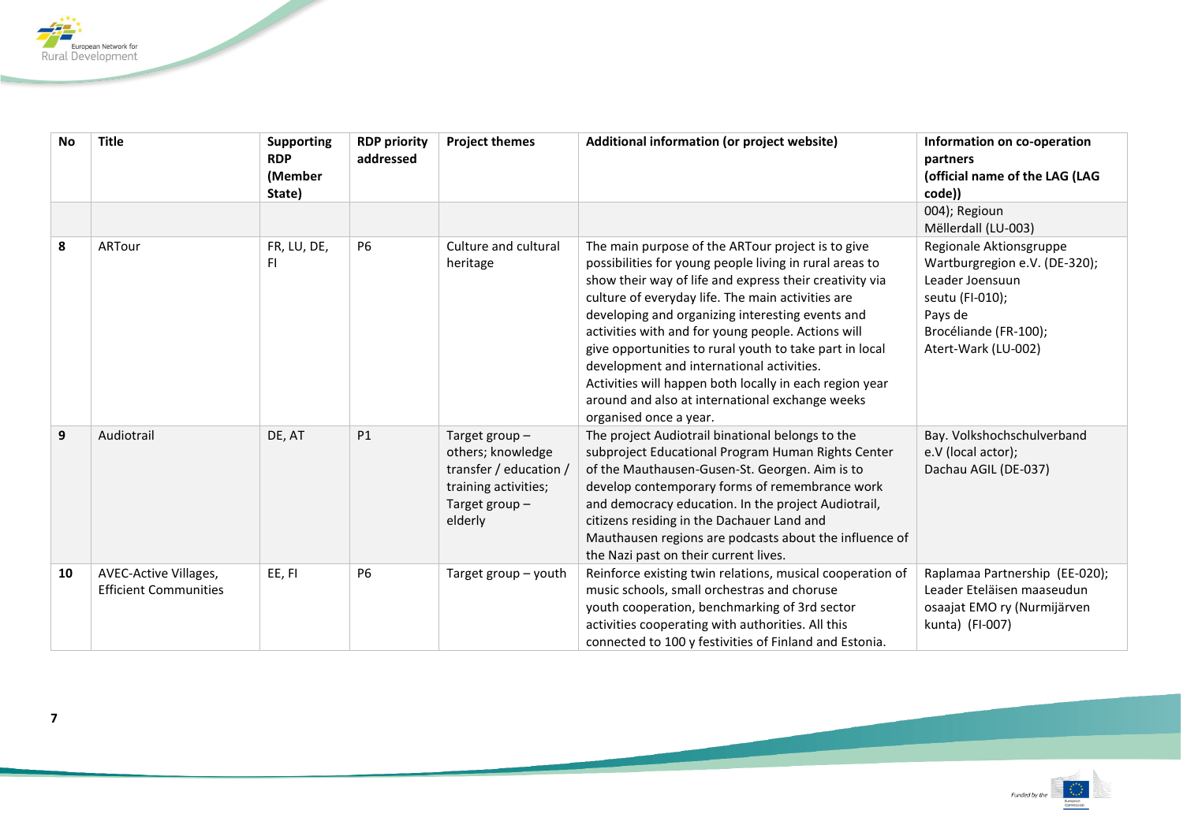| No | Title | Supporting RDP (Member State) | RDP priority addressed | Project themes | Additional information (or project website) | Information on co-operation partners (official name of the LAG (LAG code)) |
|---|---|---|---|---|---|---|
| | | | | | | 004); Regioun Mëllerdall (LU-003) |
| **8** | ARTour | FR, LU, DE, FI | P6 | Culture and cultural heritage | The main purpose of the ARTour project is to give possibilities for young people living in rural areas to show their way of life and express their creativity via culture of everyday life. The main activities are developing and organizing interesting events and activities with and for young people. Actions will give opportunities to rural youth to take part in local development and international activities. Activities will happen both locally in each region year around and also at international exchange weeks organised once a year. | Regionale Aktionsgruppe Wartburgregion e.V. (DE-320); Leader Joensuun seutu (FI-010); Pays de Brocéliande (FR-100); Atert-Wark (LU-002) |
| **9** | Audiotrail | DE, AT | P1 | Target group – others; knowledge transfer / education / training activities; Target group – elderly | The project Audiotrail binational belongs to the subproject Educational Program Human Rights Center of the Mauthausen-Gusen-St. Georgen. Aim is to develop contemporary forms of remembrance work and democracy education. In the project Audiotrail, citizens residing in the Dachauer Land and Mauthausen regions are podcasts about the influence of the Nazi past on their current lives. | Bay. Volkshochschulverband e.V (local actor); Dachau AGIL (DE-037) |
| **10** | AVEC-Active Villages, Efficient Communities | EE, FI | P6 | Target group – youth | Reinforce existing twin relations, musical cooperation of music schools, small orchestras and choruse youth cooperation, benchmarking of 3rd sector activities cooperating with authorities. All this connected to 100 y festivities of Finland and Estonia. | Raplamaa Partnership (EE-020); Leader Eteläisen maaseudun osaajat EMO ry (Nurmijärven kunta) (FI-007) |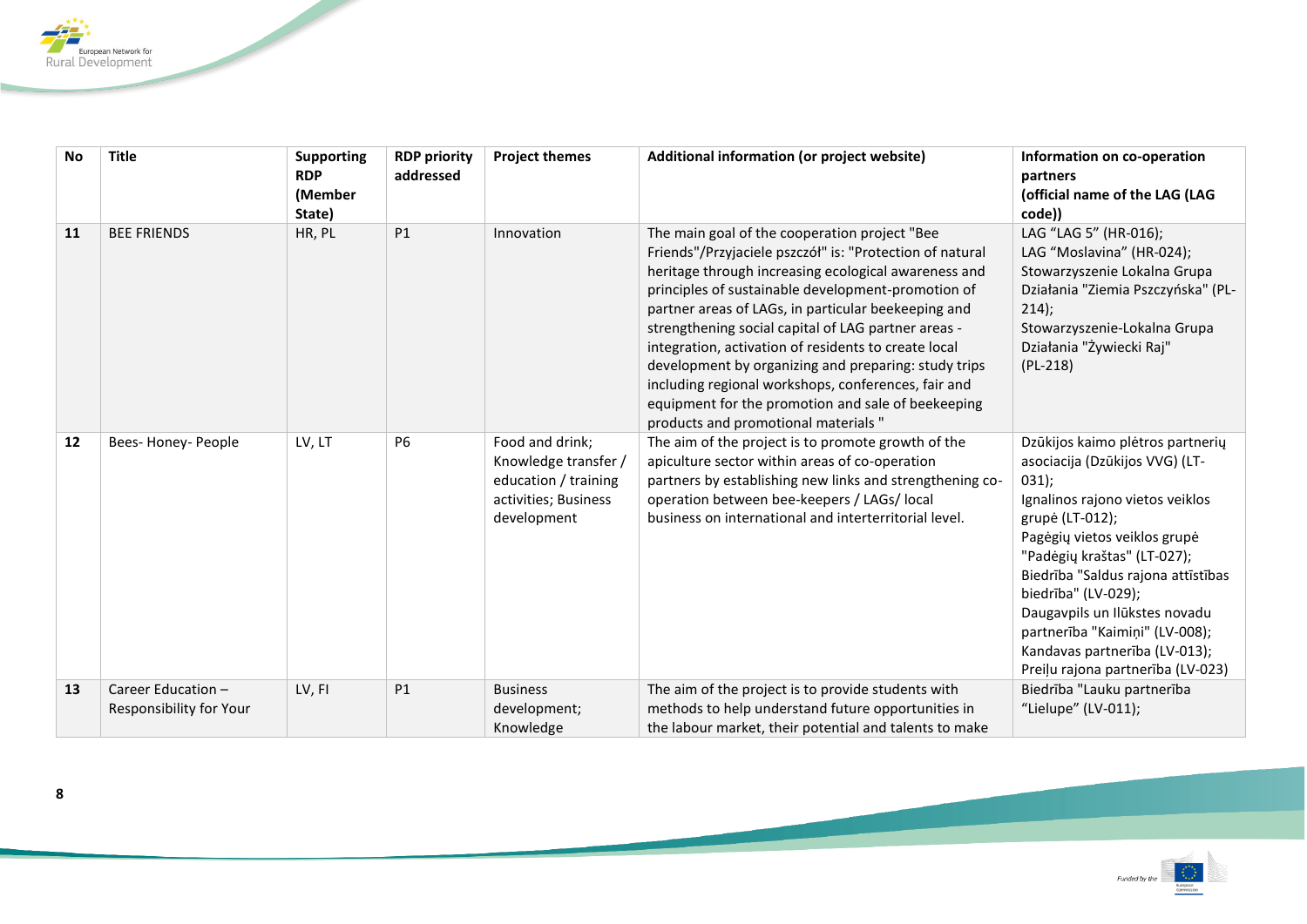| No | Title | Supporting RDP (Member State) | RDP priority addressed | Project themes | Additional information (or project website) | Information on co-operation partners (official name of the LAG (LAG code)) |
|---|---|---|---|---|---|---|
| 11 | BEE FRIENDS | HR, PL | P1 | Innovation | The main goal of the cooperation project "Bee Friends"/Przyjaciele pszczół" is: "Protection of natural heritage through increasing ecological awareness and principles of sustainable development-promotion of partner areas of LAGs, in particular beekeeping and strengthening social capital of LAG partner areas - integration, activation of residents to create local development by organizing and preparing: study trips including regional workshops, conferences, fair and equipment for the promotion and sale of beekeeping products and promotional materials " | LAG "LAG 5" (HR-016);<br>LAG "Moslavina" (HR-024);<br>Stowarzyszenie Lokalna Grupa Działania "Ziemia Pszczyńska" (PL-214);<br>Stowarzyszenie-Lokalna Grupa Działania "Żywiecki Raj" (PL-218) |
| 12 | Bees- Honey- People | LV, LT | P6 | Food and drink; Knowledge transfer / education / training activities; Business development | The aim of the project is to promote growth of the apiculture sector within areas of co-operation partners by establishing new links and strengthening co-operation between bee-keepers / LAGs/ local business on international and interterritorial level. | Dzūkijos kaimo plėtros partnerių asociacija (Dzūkijos VVG) (LT-031);<br>Ignalinos rajono vietos veiklos grupė (LT-012);<br>Pagėgių vietos veiklos grupė "Padėgių kraštas" (LT-027);<br>Biedrība "Saldus rajona attīstības biedrība" (LV-029);<br>Daugavpils un Ilūkstes novadu partnerība "Kaimiņi" (LV-008);<br>Kandavas partnerība (LV-013);<br>Preiļu rajona partnerība (LV-023) |
| 13 | Career Education – Responsibility for Your | LV, FI | P1 | Business development; Knowledge | The aim of the project is to provide students with methods to help understand future opportunities in the labour market, their potential and talents to make | Biedrība "Lauku partnerība "Lielupe" (LV-011); |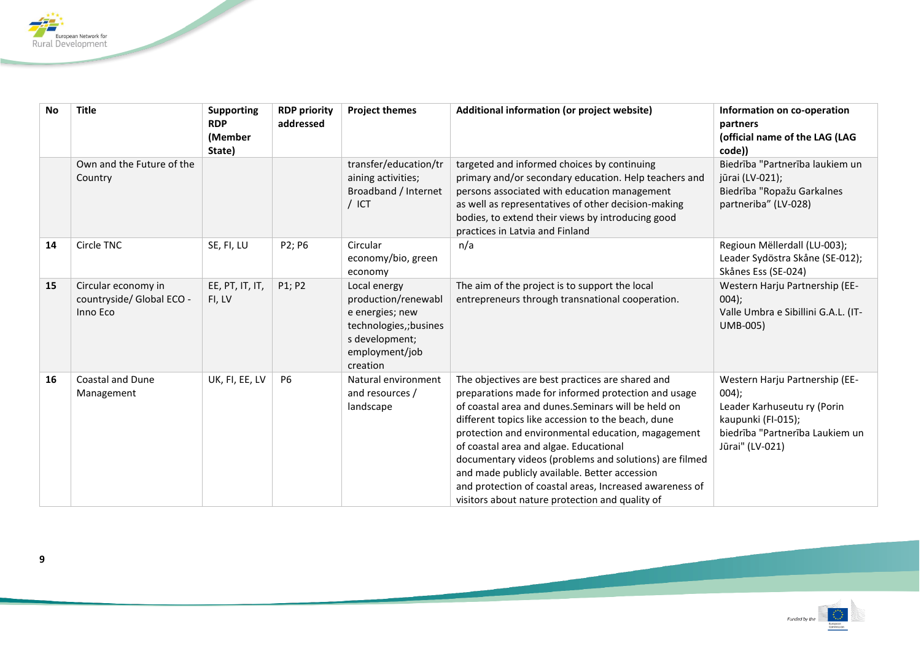| No | Title | Supporting RDP (Member State) | RDP priority addressed | Project themes | Additional information (or project website) | Information on co-operation partners (official name of the LAG (LAG code)) |
|---|---|---|---|---|---|---|
| | Own and the Future of the Country | | | transfer/education/training activities; Broadband / Internet / ICT | targeted and informed choices by continuing primary and/or secondary education. Help teachers and persons associated with education management as well as representatives of other decision-making bodies, to extend their views by introducing good practices in Latvia and Finland | Biedrība "Partnerība laukiem un jūrai (LV-021); Biedrība "Ropažu Garkalnes partneriba" (LV-028) |
| **14** | Circle TNC | SE, FI, LU | P2; P6 | Circular economy/bio, green economy | n/a | Regioun Mëllerdall (LU-003); Leader Sydöstra Skåne (SE-012); Skånes Ess (SE-024) |
| **15** | Circular economy in countryside/ Global ECO - Inno Eco | EE, PT, IT, IT, FI, LV | P1; P2 | Local energy production/renewable energies; new technologies,;business development; employment/job creation | The aim of the project is to support the local entrepreneurs through transnational cooperation. | Western Harju Partnership (EE-004); Valle Umbra e Sibillini G.A.L. (IT-UMB-005) |
| **16** | Coastal and Dune Management | UK, FI, EE, LV | P6 | Natural environment and resources / landscape | The objectives are best practices are shared and preparations made for informed protection and usage of coastal area and dunes.Seminars will be held on different topics like accession to the beach, dune protection and environmental education, magagement of coastal area and algae. Educational documentary videos (problems and solutions) are filmed and made publicly available. Better accession and protection of coastal areas, Increased awareness of visitors about nature protection and quality of | Western Harju Partnership (EE-004); Leader Karhuseutu ry (Porin kaupunki (FI-015); biedrība "Partnerība Laukiem un Jūrai" (LV-021) |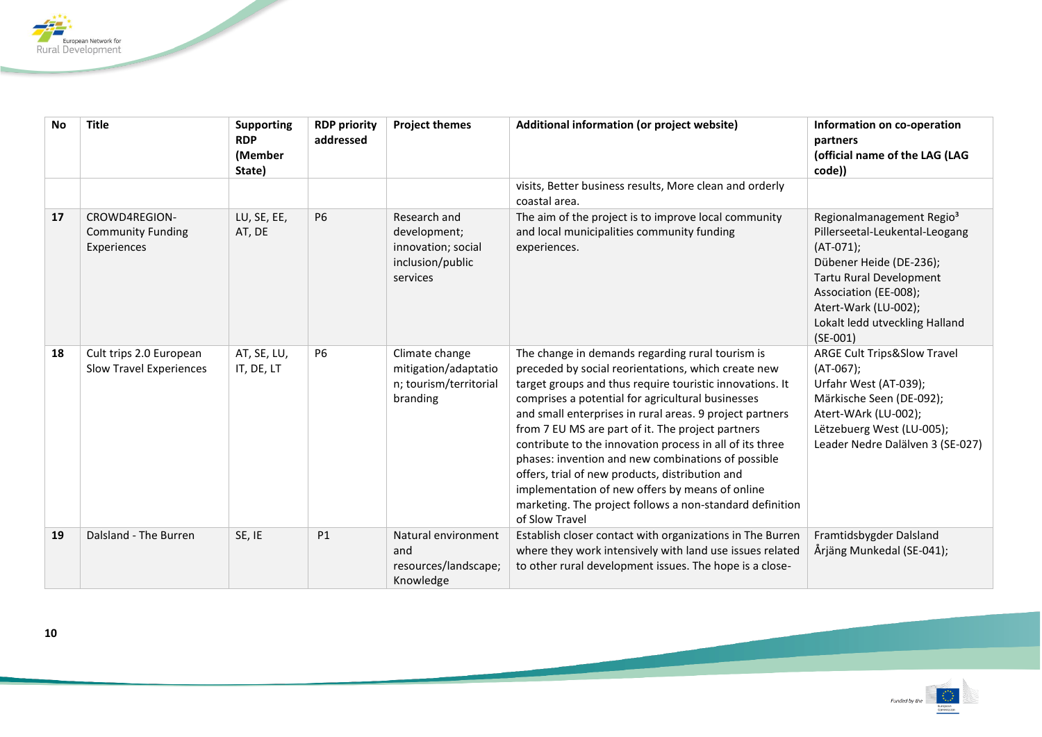| No | Title | Supporting RDP (Member State) | RDP priority addressed | Project themes | Additional information (or project website) | Information on co-operation partners (official name of the LAG (LAG code)) |
|---|---|---|---|---|---|---|
| | | | | | visits, Better business results, More clean and orderly coastal area. | |
| 17 | CROWD4REGION-Community Funding Experiences | LU, SE, EE, AT, DE | P6 | Research and development; innovation; social inclusion/public services | The aim of the project is to improve local community and local municipalities community funding experiences. | Regionalmanagement Regio³ Pillerseetal-Leukental-Leogang (AT-071); Dübener Heide (DE-236); Tartu Rural Development Association (EE-008); Atert-Wark (LU-002); Lokalt ledd utveckling Halland (SE-001) |
| 18 | Cult trips 2.0 European Slow Travel Experiences | AT, SE, LU, IT, DE, LT | P6 | Climate change mitigation/adaptation; tourism/territorial branding | The change in demands regarding rural tourism is preceded by social reorientations, which create new target groups and thus require touristic innovations. It comprises a potential for agricultural businesses and small enterprises in rural areas. 9 project partners from 7 EU MS are part of it. The project partners contribute to the innovation process in all of its three phases: invention and new combinations of possible offers, trial of new products, distribution and implementation of new offers by means of online marketing. The project follows a non-standard definition of Slow Travel | ARGE Cult Trips&Slow Travel (AT-067); Urfahr West (AT-039); Märkische Seen (DE-092); Atert-WArk (LU-002); Lëtzebuerg West (LU-005); Leader Nedre Dalälven 3 (SE-027) |
| 19 | Dalsland - The Burren | SE, IE | P1 | Natural environment and resources/landscape; Knowledge | Establish closer contact with organizations in The Burren where they work intensively with land use issues related to other rural development issues. The hope is a close- | Framtidsbygder Dalsland Årjäng Munkedal (SE-041); |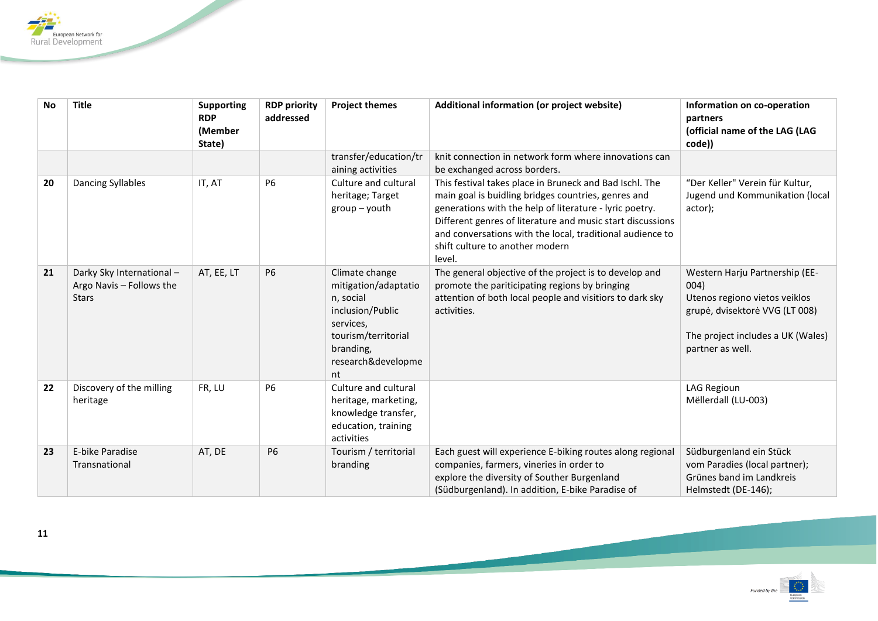| No | Title | Supporting RDP (Member State) | RDP priority addressed | Project themes | Additional information (or project website) | Information on co-operation partners (official name of the LAG (LAG code)) |
|---|---|---|---|---|---|---|
| | | | | transfer/education/training activities | knit connection in network form where innovations can be exchanged across borders. | |
| **20** | Dancing Syllables | IT, AT | P6 | Culture and cultural heritage; Target group – youth | This festival takes place in Bruneck and Bad Ischl. The main goal is buidling bridges countries, genres and generations with the help of literature - lyric poetry. Different genres of literature and music start discussions and conversations with the local, traditional audience to shift culture to another modern level. | "Der Keller" Verein für Kultur, Jugend und Kommunikation (local actor); |
| **21** | Darky Sky International – Argo Navis – Follows the Stars | AT, EE, LT | P6 | Climate change mitigation/adaptation, social inclusion/Public services, tourism/territorial branding, research&development | The general objective of the project is to develop and promote the pariticipating regions by bringing attention of both local people and visitors to dark sky activities. | Western Harju Partnership (EE-004)<br>Utenos regiono vietos veiklos grupė, dvisektorė VVG (LT 008)<br><br>The project includes a UK (Wales) partner as well. |
| **22** | Discovery of the milling heritage | FR, LU | P6 | Culture and cultural heritage, marketing, knowledge transfer, education, training activities | | LAG Regioun Mëllerdall (LU-003) |
| **23** | E-bike Paradise Transnational | AT, DE | P6 | Tourism / territorial branding | Each guest will experience E-biking routes along regional companies, farmers, vineries in order to explore the diversity of Souther Burgenland (Südburgenland). In addition, E-bike Paradise of | Südburgenland ein Stück vom Paradies (local partner); Grünes band im Landkreis Helmstedt (DE-146); |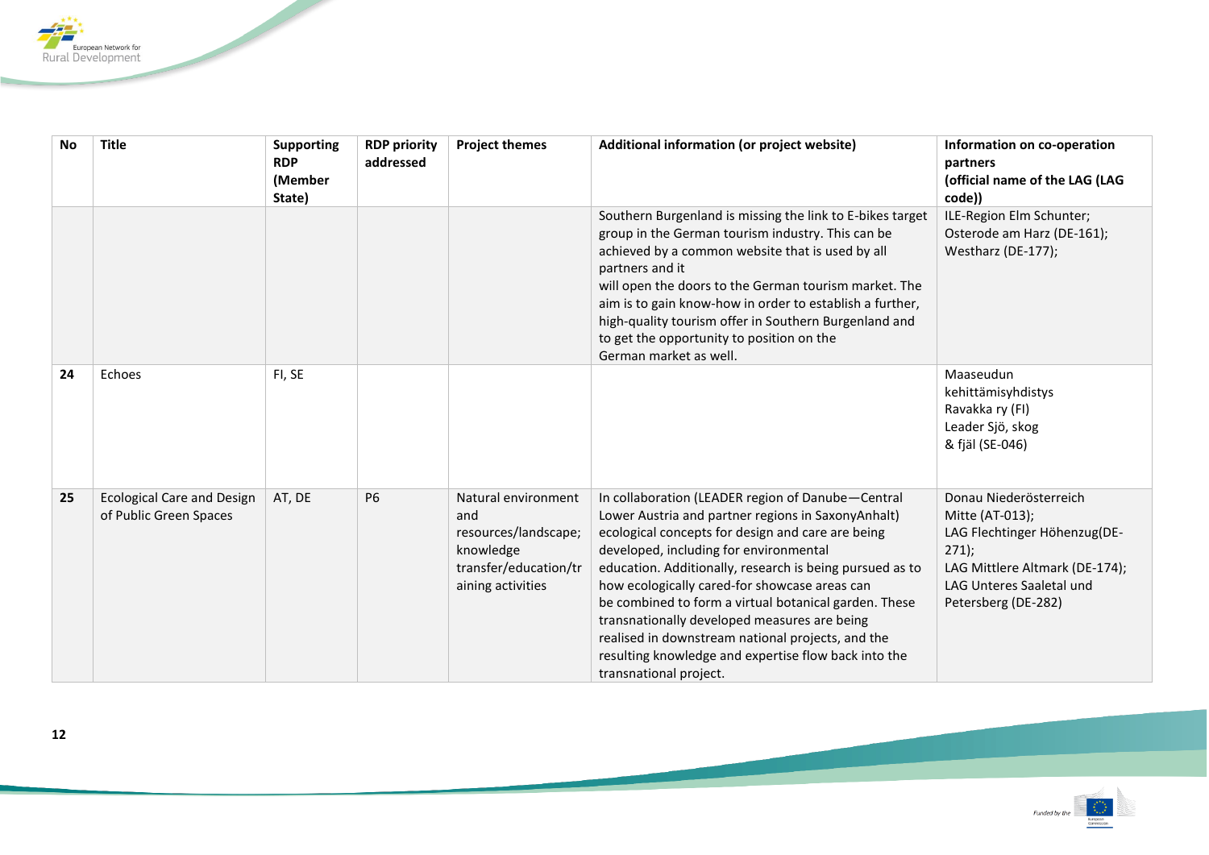| No | Title | Supporting RDP (Member State) | RDP priority addressed | Project themes | Additional information (or project website) | Information on co-operation partners (official name of the LAG (LAG code)) |
|---|---|---|---|---|---|---|
| | | | | | Southern Burgenland is missing the link to E-bikes target group in the German tourism industry. This can be achieved by a common website that is used by all partners and it will open the doors to the German tourism market. The aim is to gain know-how in order to establish a further, high-quality tourism offer in Southern Burgenland and to get the opportunity to position on the German market as well. | ILE-Region Elm Schunter; Osterode am Harz (DE-161); Westharz (DE-177); |
| 24 | Echoes | FI, SE | | | | Maaseudun kehittämisyhdistys Ravakka ry (FI) Leader Sjö, skog & fjäl (SE-046) |
| 25 | Ecological Care and Design of Public Green Spaces | AT, DE | P6 | Natural environment and resources/landscape; knowledge transfer/education/training activities | In collaboration (LEADER region of Danube—Central Lower Austria and partner regions in SaxonyAnhalt) ecological concepts for design and care are being developed, including for environmental education. Additionally, research is being pursued as to how ecologically cared-for showcase areas can be combined to form a virtual botanical garden. These transnationally developed measures are being realised in downstream national projects, and the resulting knowledge and expertise flow back into the transnational project. | Donau Niederösterreich Mitte (AT-013); LAG Flechtinger Höhenzug(DE-271); LAG Mittlere Altmark (DE-174); LAG Unteres Saaletal und Petersberg (DE-282) |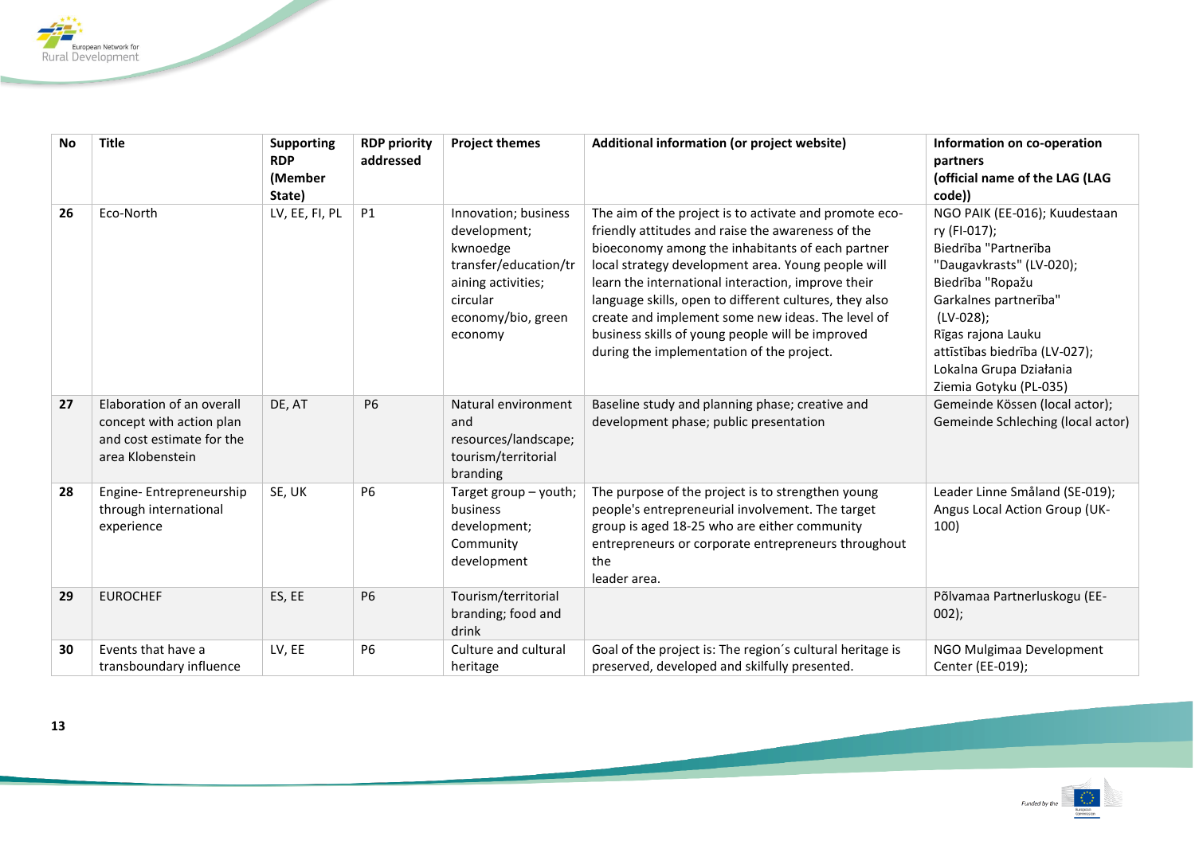| No | Title | Supporting RDP (Member State) | RDP priority addressed | Project themes | Additional information (or project website) | Information on co-operation partners (official name of the LAG (LAG code)) |
|---|---|---|---|---|---|---|
| 26 | Eco-North | LV, EE, FI, PL | P1 | Innovation; business development; kwnoedge transfer/education/training activities; circular economy/bio, green economy | The aim of the project is to activate and promote eco-friendly attitudes and raise the awareness of the bioeconomy among the inhabitants of each partner local strategy development area. Young people will learn the international interaction, improve their language skills, open to different cultures, they also create and implement some new ideas. The level of business skills of young people will be improved during the implementation of the project. | NGO PAIK (EE-016); Kuudestaan ry (FI-017); Biedrība "Partnerība "Daugavkrasts" (LV-020); Biedrība "Ropažu Garkalnes partnerība" (LV-028); Rīgas rajona Lauku attīstības biedrība (LV-027); Lokalna Grupa Działania Ziemia Gotyku (PL-035) |
| 27 | Elaboration of an overall concept with action plan and cost estimate for the area Klobenstein | DE, AT | P6 | Natural environment and resources/landscape; tourism/territorial branding | Baseline study and planning phase; creative and development phase; public presentation | Gemeinde Kössen (local actor); Gemeinde Schleching (local actor) |
| 28 | Engine- Entrepreneurship through international experience | SE, UK | P6 | Target group – youth; business development; Community development | The purpose of the project is to strengthen young people's entrepreneurial involvement. The target group is aged 18-25 who are either community entrepreneurs or corporate entrepreneurs throughout the leader area. | Leader Linne Småland (SE-019); Angus Local Action Group (UK-100) |
| 29 | EUROCHEF | ES, EE | P6 | Tourism/territorial branding; food and drink | | Põlvamaa Partnerluskogu (EE-002); |
| 30 | Events that have a transboundary influence | LV, EE | P6 | Culture and cultural heritage | Goal of the project is: The region´s cultural heritage is preserved, developed and skilfully presented. | NGO Mulgimaa Development Center (EE-019); |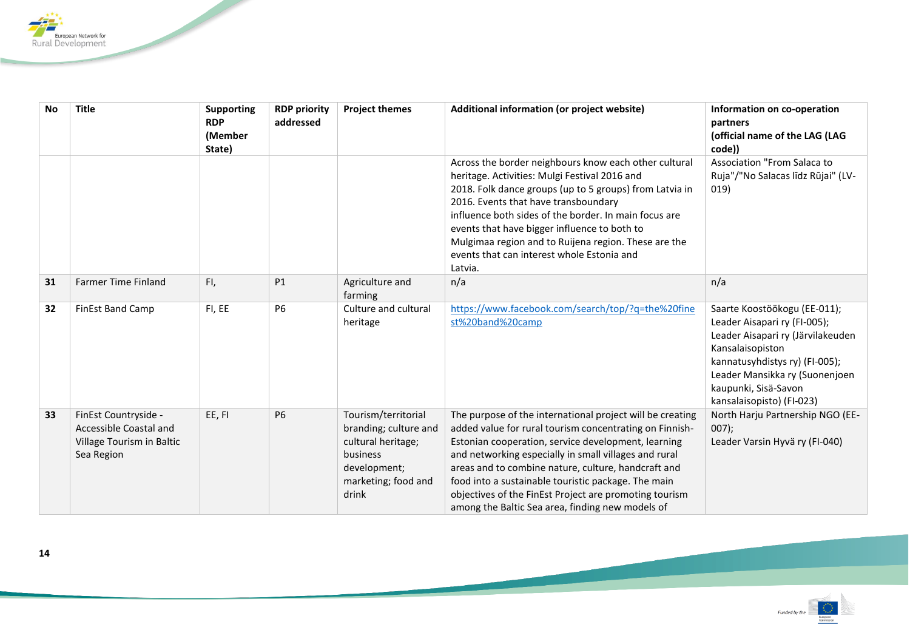| No | Title | Supporting RDP (Member State) | RDP priority addressed | Project themes | Additional information (or project website) | Information on co-operation partners (official name of the LAG (LAG code)) |
|---|---|---|---|---|---|---|
| | | | | | Across the border neighbours know each other cultural heritage. Activities: Mulgi Festival 2016 and 2018. Folk dance groups (up to 5 groups) from Latvia in 2016. Events that have transboundary influence both sides of the border. In main focus are events that have bigger influence to both to Mulgimaa region and to Ruijena region. These are the events that can interest whole Estonia and Latvia. | Association "From Salaca to Ruja"/"No Salacas līdz Rūjai" (LV-019) |
| 31 | Farmer Time Finland | FI, | P1 | Agriculture and farming | n/a | n/a |
| 32 | FinEst Band Camp | FI, EE | P6 | Culture and cultural heritage | https://www.facebook.com/search/top/?q=the%20finest%20band%20camp | Saarte Koostöökogu (EE-011); Leader Aisapari ry (FI-005); Leader Aisapari ry (Järvilakeuden Kansalaisopiston kannatusyhdistys ry) (FI-005); Leader Mansikka ry (Suonenjoen kaupunki, Sisä-Savon kansalaisopisto) (FI-023) |
| 33 | FinEst Countryside - Accessible Coastal and Village Tourism in Baltic Sea Region | EE, FI | P6 | Tourism/territorial branding; culture and cultural heritage; business development; marketing; food and drink | The purpose of the international project will be creating added value for rural tourism concentrating on Finnish-Estonian cooperation, service development, learning and networking especially in small villages and rural areas and to combine nature, culture, handcraft and food into a sustainable touristic package. The main objectives of the FinEst Project are promoting tourism among the Baltic Sea area, finding new models of | North Harju Partnership NGO (EE-007); Leader Varsin Hyvä ry (FI-040) |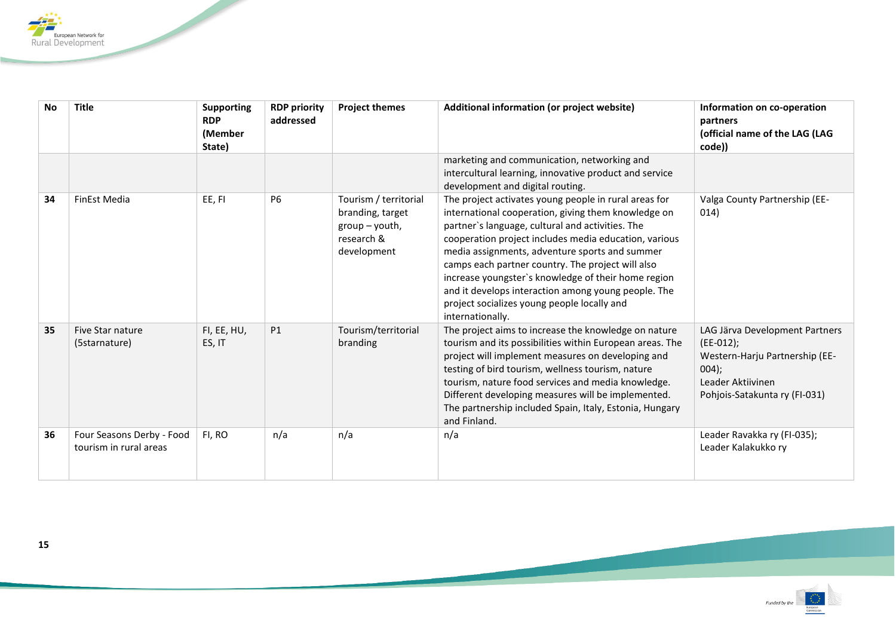| No | Title | Supporting RDP (Member State) | RDP priority addressed | Project themes | Additional information (or project website) | Information on co-operation partners (official name of the LAG (LAG code)) |
|---|---|---|---|---|---|---|
| | | | | | marketing and communication, networking and intercultural learning, innovative product and service development and digital routing. | |
| **34** | FinEst Media | EE, FI | P6 | Tourism / territorial branding, target group – youth, research & development | The project activates young people in rural areas for international cooperation, giving them knowledge on partner`s language, cultural and activities. The cooperation project includes media education, various media assignments, adventure sports and summer camps each partner country. The project will also increase youngster`s knowledge of their home region and it develops interaction among young people. The project socializes young people locally and internationally. | Valga County Partnership (EE-014) |
| **35** | Five Star nature (5starnature) | FI, EE, HU, ES, IT | P1 | Tourism/territorial branding | The project aims to increase the knowledge on nature tourism and its possibilities within European areas. The project will implement measures on developing and testing of bird tourism, wellness tourism, nature tourism, nature food services and media knowledge. Different developing measures will be implemented. The partnership included Spain, Italy, Estonia, Hungary and Finland. | LAG Järva Development Partners (EE-012); Western-Harju Partnership (EE-004); Leader Aktiivinen Pohjois-Satakunta ry (FI-031) |
| **36** | Four Seasons Derby - Food tourism in rural areas | FI, RO | n/a | n/a | n/a | Leader Ravakka ry (FI-035); Leader Kalakukko ry |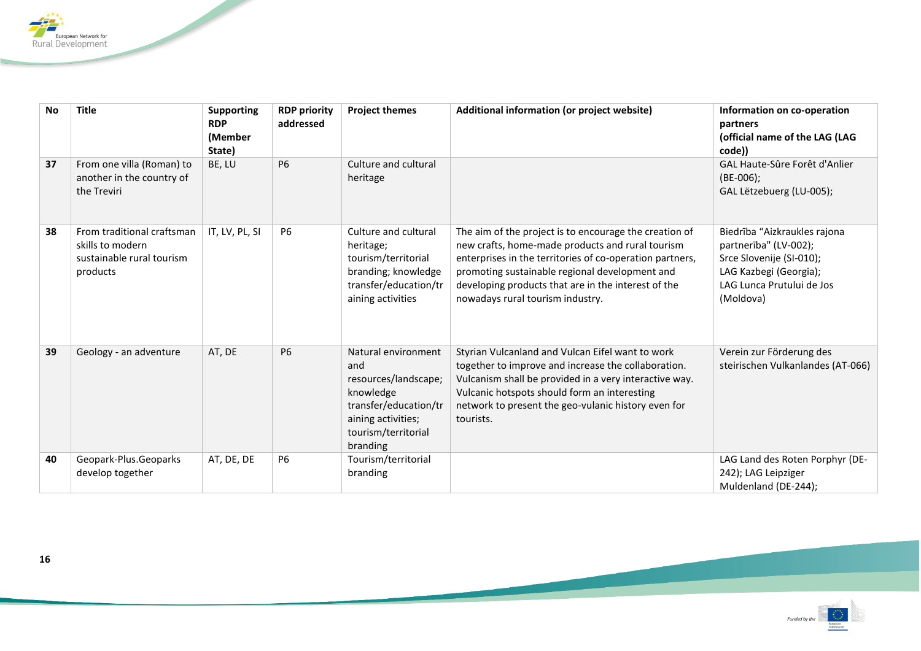| No | Title | Supporting RDP (Member State) | RDP priority addressed | Project themes | Additional information (or project website) | Information on co-operation partners (official name of the LAG (LAG code)) |
|---|---|---|---|---|---|---|
| 37 | From one villa (Roman) to another in the country of the Treviri | BE, LU | P6 | Culture and cultural heritage | | GAL Haute-Sûre Forêt d'Anlier (BE-006); GAL Lëtzebuerg (LU-005); |
| 38 | From traditional craftsman skills to modern sustainable rural tourism products | IT, LV, PL, SI | P6 | Culture and cultural heritage; tourism/territorial branding; knowledge transfer/education/training activities | The aim of the project is to encourage the creation of new crafts, home-made products and rural tourism enterprises in the territories of co-operation partners, promoting sustainable regional development and developing products that are in the interest of the nowadays rural tourism industry. | Biedrība "Aizkraukles rajona partnerība" (LV-002); Srce Slovenije (SI-010); LAG Kazbegi (Georgia); LAG Lunca Prutului de Jos (Moldova) |
| 39 | Geology - an adventure | AT, DE | P6 | Natural environment and resources/landscape; knowledge transfer/education/training activities; tourism/territorial branding | Styrian Vulcanland and Vulcan Eifel want to work together to improve and increase the collaboration. Vulcanism shall be provided in a very interactive way. Vulcanic hotspots should form an interesting network to present the geo-vulanic history even for tourists. | Verein zur Förderung des steirischen Vulkanlandes (AT-066) |
| 40 | Geopark-Plus.Geoparks develop together | AT, DE, DE | P6 | Tourism/territorial branding | | LAG Land des Roten Porphyr (DE-242); LAG Leipziger Muldenland (DE-244); |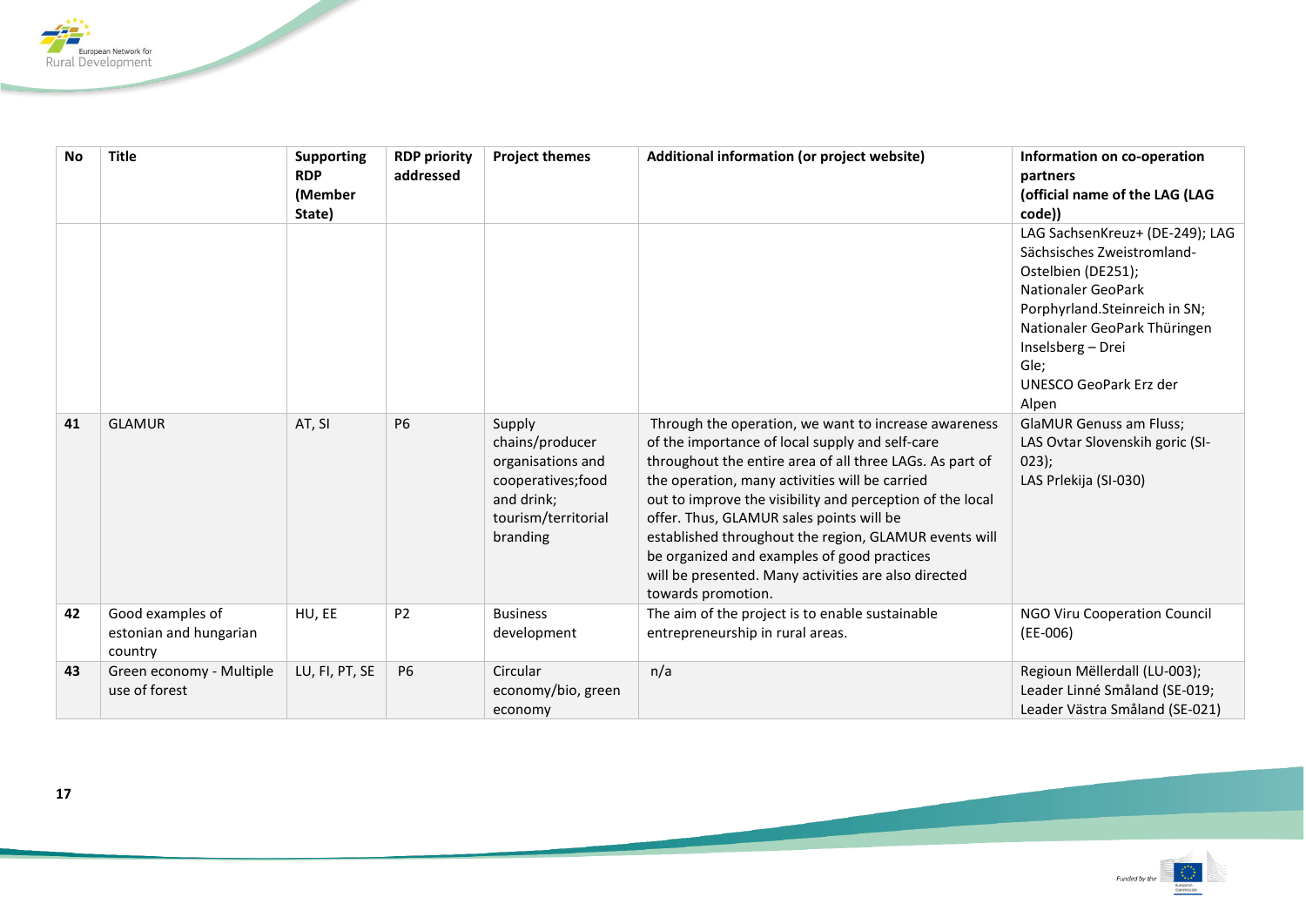| No | Title | Supporting RDP (Member State) | RDP priority addressed | Project themes | Additional information (or project website) | Information on co-operation partners (official name of the LAG (LAG code)) |
|---|---|---|---|---|---|---|
| | | | | | | LAG SachsenKreuz+ (DE-249); LAG Sächsisches Zweistromland-Ostelbien (DE251); Nationaler GeoPark Porphyrland.Steinreich in SN; Nationaler GeoPark Thüringen Inselsberg – Drei Gle; UNESCO GeoPark Erz der Alpen |
| **41** | GLAMUR | AT, SI | P6 | Supply chains/producer organisations and cooperatives;food and drink; tourism/territorial branding | Through the operation, we want to increase awareness of the importance of local supply and self-care throughout the entire area of all three LAGs. As part of the operation, many activities will be carried out to improve the visibility and perception of the local offer. Thus, GLAMUR sales points will be established throughout the region, GLAMUR events will be organized and examples of good practices will be presented. Many activities are also directed towards promotion. | GlaMUR Genuss am Fluss; LAS Ovtar Slovenskih goric (SI-023); LAS Prlekija (SI-030) |
| **42** | Good examples of estonian and hungarian country | HU, EE | P2 | Business development | The aim of the project is to enable sustainable entrepreneurship in rural areas. | NGO Viru Cooperation Council (EE-006) |
| **43** | Green economy - Multiple use of forest | LU, FI, PT, SE | P6 | Circular economy/bio, green economy | n/a | Regioun Mëllerdall (LU-003); Leader Linné Småland (SE-019); Leader Västra Småland (SE-021) |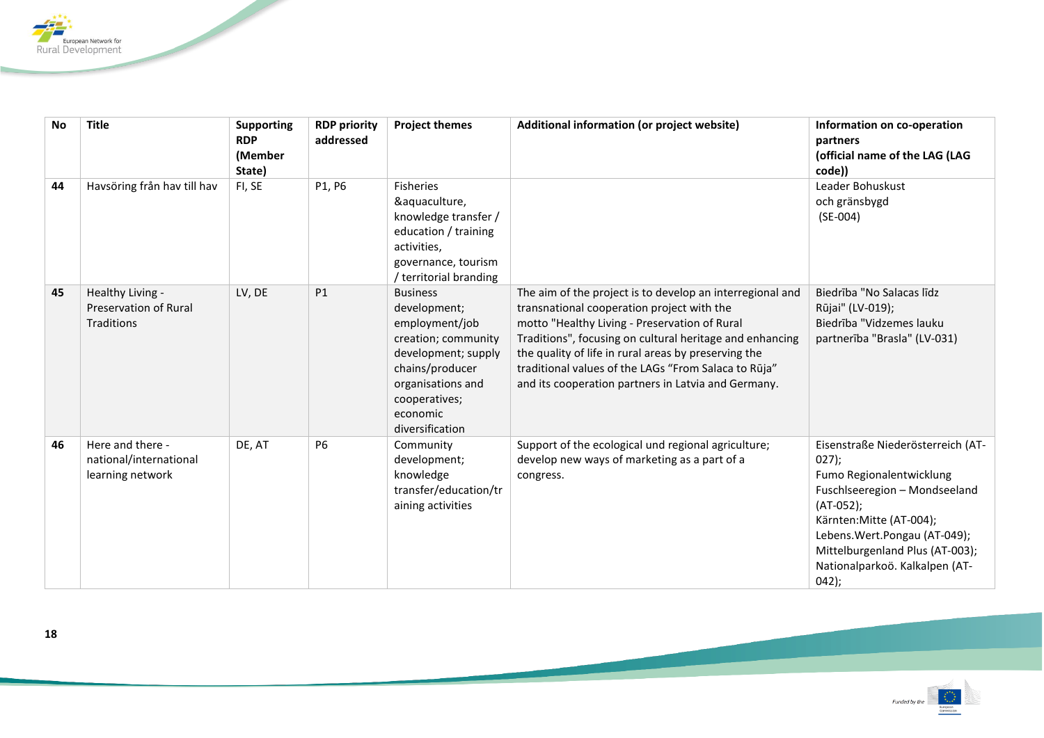| No | Title | Supporting RDP (Member State) | RDP priority addressed | Project themes | Additional information (or project website) | Information on co-operation partners (official name of the LAG (LAG code)) |
|---|---|---|---|---|---|---|
| 44 | Havsöring från hav till hav | FI, SE | P1, P6 | Fisheries &aquaculture, knowledge transfer / education / training activities, governance, tourism / territorial branding | | Leader Bohuskust och gränsbygd (SE-004) |
| 45 | Healthy Living - Preservation of Rural Traditions | LV, DE | P1 | Business development; employment/job creation; community development; supply chains/producer organisations and cooperatives; economic diversification | The aim of the project is to develop an interregional and transnational cooperation project with the motto "Healthy Living - Preservation of Rural Traditions", focusing on cultural heritage and enhancing the quality of life in rural areas by preserving the traditional values of the LAGs "From Salaca to Rūja" and its cooperation partners in Latvia and Germany. | Biedrība "No Salacas līdz Rūjai" (LV-019); Biedrība "Vidzemes lauku partnerība "Brasla" (LV-031) |
| 46 | Here and there - national/international learning network | DE, AT | P6 | Community development; knowledge transfer/education/training activities | Support of the ecological und regional agriculture; develop new ways of marketing as a part of a congress. | Eisenstraße Niederösterreich (AT-027); Fumo Regionalentwicklung Fuschlseeregion – Mondseeland (AT-052); Kärnten:Mitte (AT-004); Lebens.Wert.Pongau (AT-049); Mittelburgenland Plus (AT-003); Nationalparkoö. Kalkalpen (AT-042); |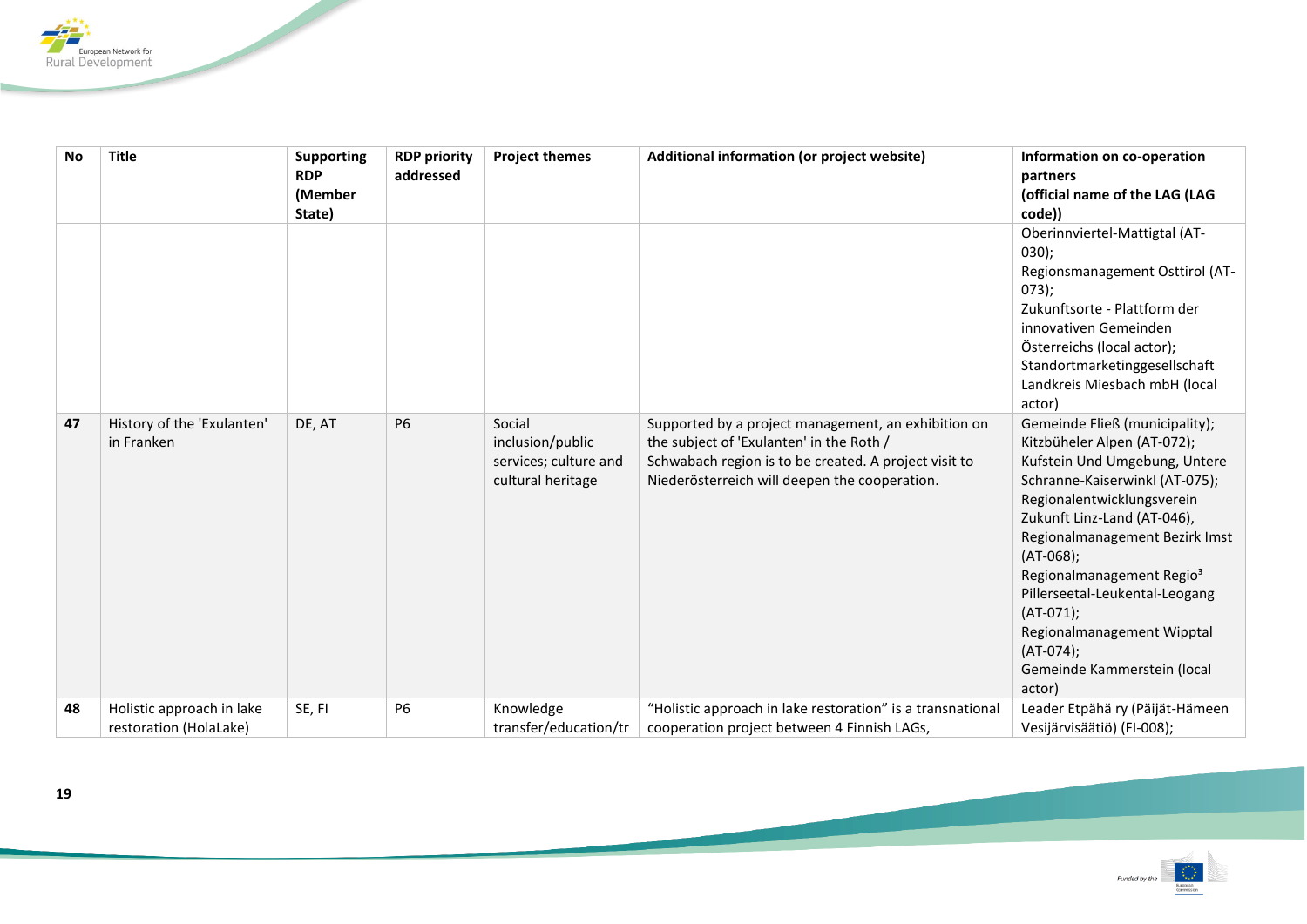| No | Title | Supporting RDP (Member State) | RDP priority addressed | Project themes | Additional information (or project website) | Information on co-operation partners (official name of the LAG (LAG code)) |
|---|---|---|---|---|---|---|
| | | | | | | Oberinnviertel-Mattigtal (AT-030); Regionsmanagement Osttirol (AT-073); Zukunftsorte - Plattform der innovativen Gemeinden Österreichs (local actor); Standortmarketinggesellschaft Landkreis Miesbach mbH (local actor) |
| **47** | History of the 'Exulanten' in Franken | DE, AT | P6 | Social inclusion/public services; culture and cultural heritage | Supported by a project management, an exhibition on the subject of 'Exulanten' in the Roth / Schwabach region is to be created. A project visit to Niederösterreich will deepen the cooperation. | Gemeinde Fließ (municipality); Kitzbüheler Alpen (AT-072); Kufstein Und Umgebung, Untere Schranne-Kaiserwinkl (AT-075); Regionalentwicklungsverein Zukunft Linz-Land (AT-046), Regionalmanagement Bezirk Imst (AT-068); Regionalmanagement Regio³ Pillerseetal-Leukental-Leogang (AT-071); Regionalmanagement Wipptal (AT-074); Gemeinde Kammerstein (local actor) |
| **48** | Holistic approach in lake restoration (HolaLake) | SE, FI | P6 | Knowledge transfer/education/tr | "Holistic approach in lake restoration" is a transnational cooperation project between 4 Finnish LAGs, | Leader Etpähä ry (Päijät-Hämeen Vesijärvisäätiö) (FI-008); |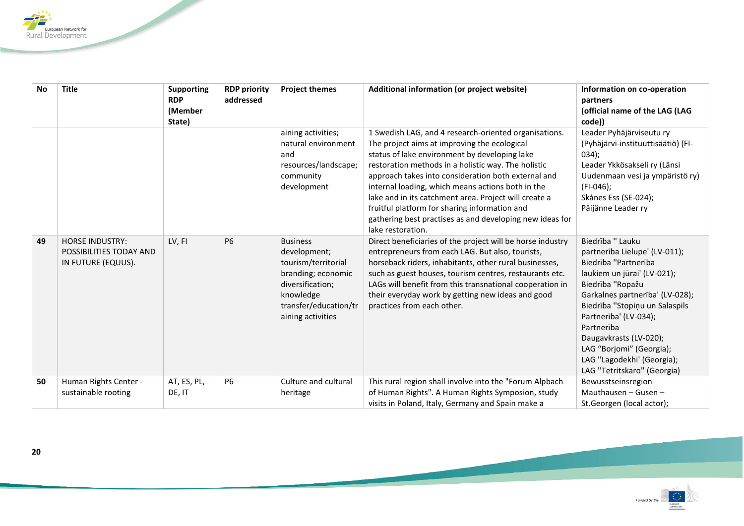| No | Title | Supporting RDP (Member State) | RDP priority addressed | Project themes | Additional information (or project website) | Information on co-operation partners (official name of the LAG (LAG code)) |
|---|---|---|---|---|---|---|
| | | | | aining activities; natural environment and resources/landscape; community development | 1 Swedish LAG, and 4 research-oriented organisations. The project aims at improving the ecological status of lake environment by developing lake restoration methods in a holistic way. The holistic approach takes into consideration both external and internal loading, which means actions both in the lake and in its catchment area. Project will create a fruitful platform for sharing information and gathering best practises as and developing new ideas for lake restoration. | Leader Pyhäjärviseutu ry (Pyhäjärvi-instituuttisäätiö) (FI-034); Leader Ykkösakseli ry (Länsi Uudenmaan vesi ja ympäristö ry) (FI-046); Skånes Ess (SE-024); Päijänne Leader ry |
| 49 | HORSE INDUSTRY: POSSIBILITIES TODAY AND IN FUTURE (EQUUS). | LV, FI | P6 | Business development; tourism/territorial branding; economic diversification; knowledge transfer/education/training activities | Direct beneficiaries of the project will be horse industry entrepreneurs from each LAG. But also, tourists, horseback riders, inhabitants, other rural businesses, such as guest houses, tourism centres, restaurants etc. LAGs will benefit from this transnational cooperation in their everyday work by getting new ideas and good practices from each other. | Biedrība '' Lauku partnerība Lielupe' (LV-011); Biedrība ''Partnerība laukiem un jūrai' (LV-021); Biedrība ''Ropažu Garkalnes partnerība' (LV-028); Biedrība ''Stopiņu un Salaspils Partnerība' (LV-034); Partnerība Daugavkrasts (LV-020); LAG "Borjomi" (Georgia); LAG ''Lagodekhi' (Georgia); LAG ''Tetritskaro'' (Georgia) |
| 50 | Human Rights Center - sustainable rooting | AT, ES, PL, DE, IT | P6 | Culture and cultural heritage | This rural region shall involve into the "Forum Alpbach of Human Rights". A Human Rights Symposion, study visits in Poland, Italy, Germany and Spain make a | Bewusstseinsregion Mauthausen – Gusen – St.Georgen (local actor); |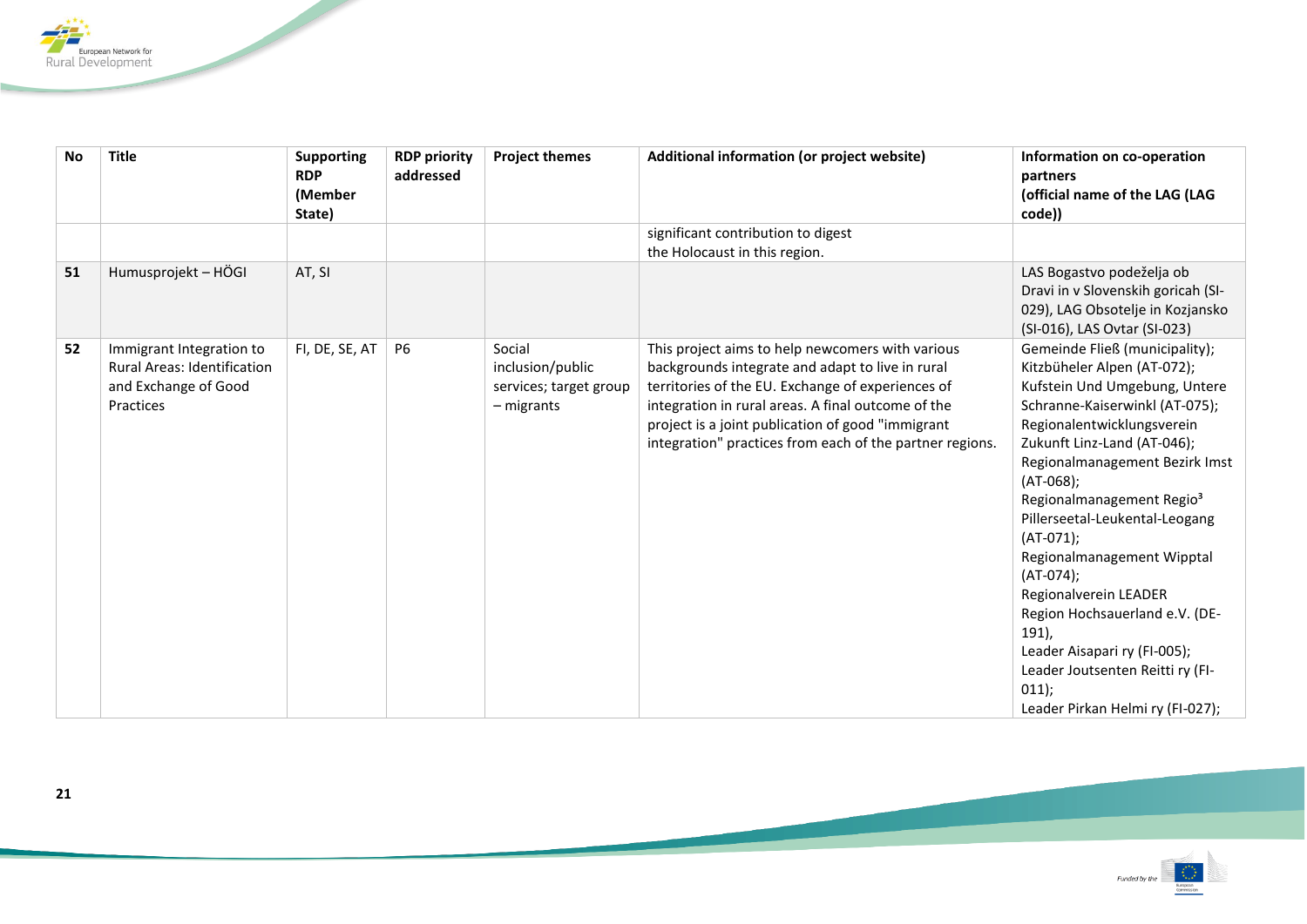| No | Title | Supporting RDP (Member State) | RDP priority addressed | Project themes | Additional information (or project website) | Information on co-operation partners (official name of the LAG (LAG code)) |
|---|---|---|---|---|---|---|
| | | | | | significant contribution to digest the Holocaust in this region. | |
| 51 | Humusprojekt – HÖGI | AT, SI | | | | LAS Bogastvo podeželja ob Dravi in v Slovenskih goricah (SI-029), LAG Obsotelje in Kozjansko (SI-016), LAS Ovtar (SI-023) |
| 52 | Immigrant Integration to Rural Areas: Identification and Exchange of Good Practices | FI, DE, SE, AT | P6 | Social inclusion/public services; target group – migrants | This project aims to help newcomers with various backgrounds integrate and adapt to live in rural territories of the EU. Exchange of experiences of integration in rural areas. A final outcome of the project is a joint publication of good "immigrant integration" practices from each of the partner regions. | Gemeinde Fließ (municipality); Kitzbüheler Alpen (AT-072); Kufstein Und Umgebung, Untere Schranne-Kaiserwinkl (AT-075); Regionalentwicklungsverein Zukunft Linz-Land (AT-046); Regionalmanagement Bezirk Imst (AT-068); Regionalmanagement Regio³ Pillerseetal-Leukental-Leogang (AT-071); Regionalmanagement Wipptal (AT-074); Regionalverein LEADER Region Hochsauerland e.V. (DE-191), Leader Aisapari ry (FI-005); Leader Joutsenten Reitti ry (FI-011); Leader Pirkan Helmi ry (FI-027); |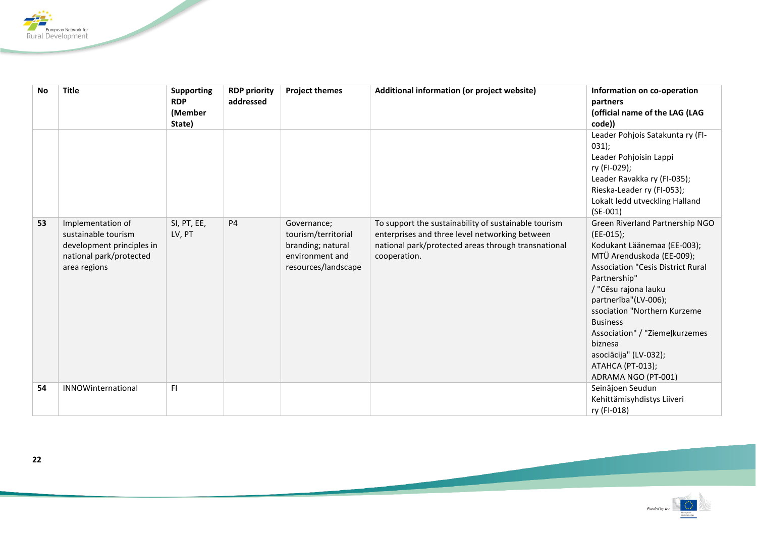| No | Title | Supporting RDP (Member State) | RDP priority addressed | Project themes | Additional information (or project website) | Information on co-operation partners (official name of the LAG (LAG code)) |
|---|---|---|---|---|---|---|
| | | | | | | Leader Pohjois Satakunta ry (FI-031); Leader Pohjoisin Lappi ry (FI-029); Leader Ravakka ry (FI-035); Rieska-Leader ry (FI-053); Lokalt ledd utveckling Halland (SE-001) |
| 53 | Implementation of sustainable tourism development principles in national park/protected area regions | SI, PT, EE, LV, PT | P4 | Governance; tourism/territorial branding; natural environment and resources/landscape | To support the sustainability of sustainable tourism enterprises and three level networking between national park/protected areas through transnational cooperation. | Green Riverland Partnership NGO (EE-015); Kodukant Läänemaa (EE-003); MTÜ Arenduskoda (EE-009); Association "Cesis District Rural Partnership" / "Cēsu rajona lauku partnerība"(LV-006); ssociation "Northern Kurzeme Business Association" / "Ziemeļkurzemes biznesa asociācija" (LV-032); ATAHCA (PT-013); ADRAMA NGO (PT-001) |
| 54 | INNOWinternational | FI | | | | Seinäjoen Seudun Kehittämisyhdistys Liiveri ry (FI-018) |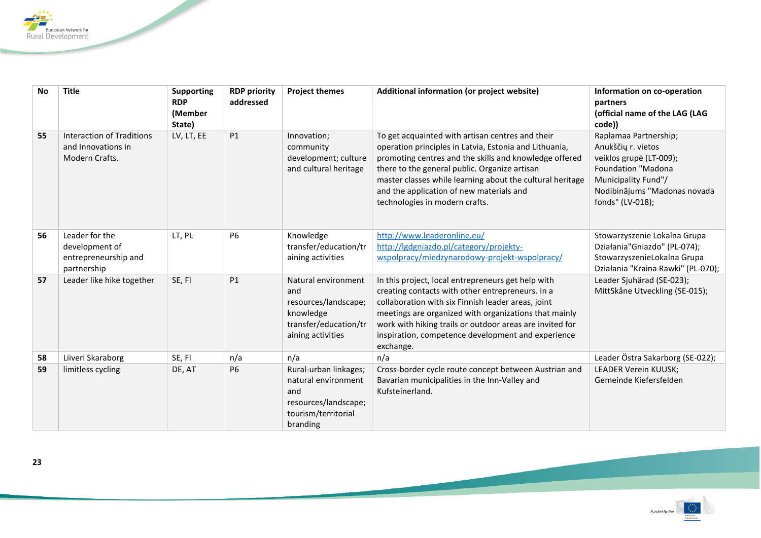| No | Title | Supporting RDP (Member State) | RDP priority addressed | Project themes | Additional information (or project website) | Information on co-operation partners (official name of the LAG (LAG code)) |
|---|---|---|---|---|---|---|
| 55 | Interaction of Traditions and Innovations in Modern Crafts. | LV, LT, EE | P1 | Innovation; community development; culture and cultural heritage | To get acquainted with artisan centres and their operation principles in Latvia, Estonia and Lithuania, promoting centres and the skills and knowledge offered there to the general public. Organize artisan master classes while learning about the cultural heritage and the application of new materials and technologies in modern crafts. | Raplamaa Partnership; Anykščių r. vietos veiklos grupė (LT-009); Foundation "Madona Municipality Fund"/ Nodibinājums "Madonas novada fonds" (LV-018); |
| 56 | Leader for the development of entrepreneurship and partnership | LT, PL | P6 | Knowledge transfer/education/training activities | http://www.leaderonline.eu/ http://lgdgniazdo.pl/category/projekty-wspolpracy/miedzynarodowy-projekt-wspolpracy/ | Stowarzyszenie Lokalna Grupa Działania"Gniazdo" (PL-074); StowarzyszenieLokalna Grupa Działania "Kraina Rawki" (PL-070); |
| 57 | Leader like hike together | SE, FI | P1 | Natural environment and resources/landscape; knowledge transfer/education/training activities | In this project, local entrepreneurs get help with creating contacts with other entrepreneurs. In a collaboration with six Finnish leader areas, joint meetings are organized with organizations that mainly work with hiking trails or outdoor areas are invited for inspiration, competence development and experience exchange. | Leader Sjuhärad (SE-023); MittSkåne Utveckling (SE-015); |
| 58 | Liiveri Skaraborg | SE, FI | n/a | n/a | n/a | Leader Östra Sakarborg (SE-022); |
| 59 | limitless cycling | DE, AT | P6 | Rural-urban linkages; natural environment and resources/landscape; tourism/territorial branding | Cross-border cycle route concept between Austrian and Bavarian municipalities in the Inn-Valley and Kufsteinerland. | LEADER Verein KUUSK; Gemeinde Kiefersfelden |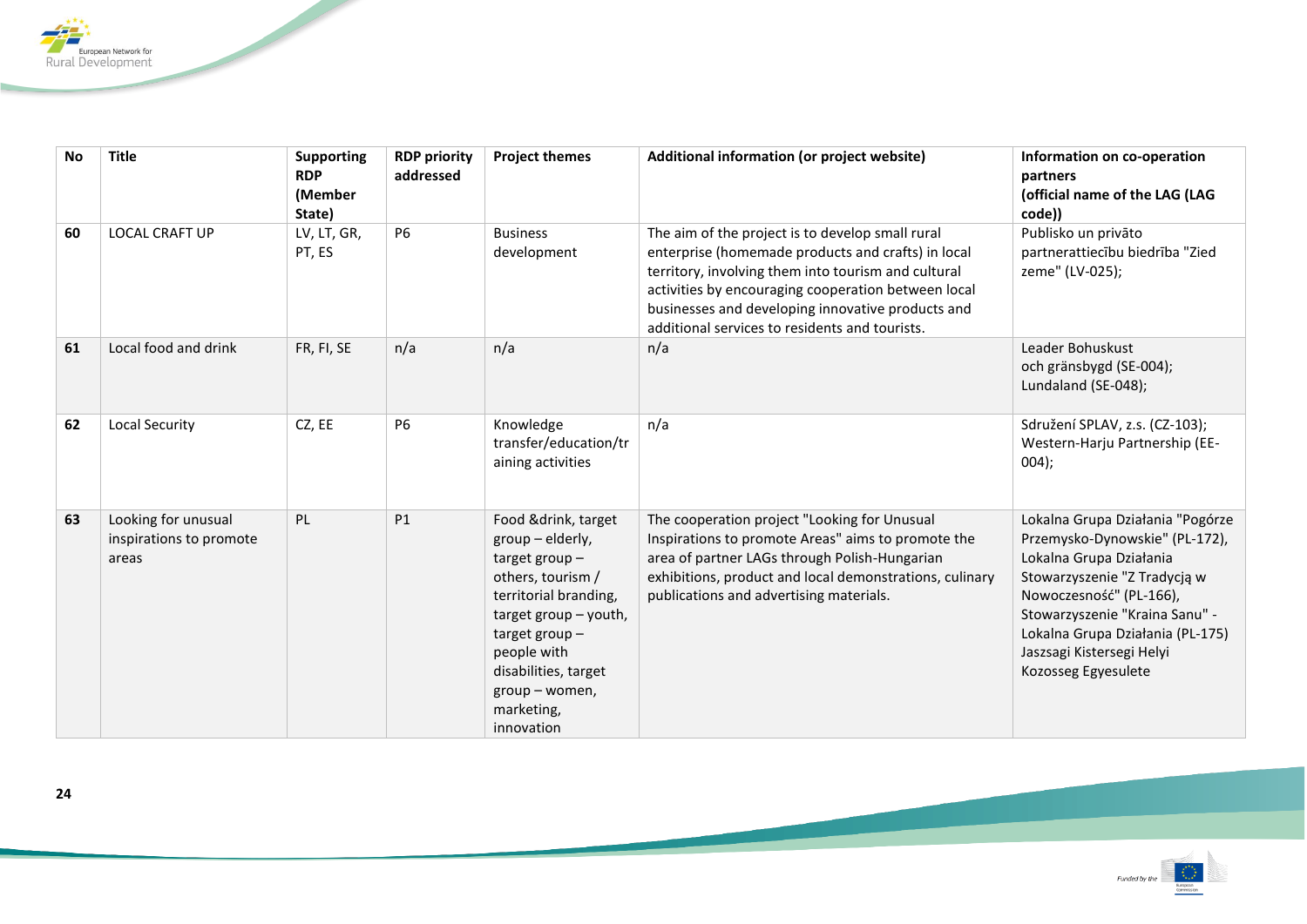| No | Title | Supporting RDP (Member State) | RDP priority addressed | Project themes | Additional information (or project website) | Information on co-operation partners (official name of the LAG (LAG code)) |
|---|---|---|---|---|---|---|
| 60 | LOCAL CRAFT UP | LV, LT, GR, PT, ES | P6 | Business development | The aim of the project is to develop small rural enterprise (homemade products and crafts) in local territory, involving them into tourism and cultural activities by encouraging cooperation between local businesses and developing innovative products and additional services to residents and tourists. | Publisko un privāto partnerattiecību biedrība "Zied zeme" (LV-025); |
| 61 | Local food and drink | FR, FI, SE | n/a | n/a | n/a | Leader Bohuskust och gränsbygd (SE-004); Lundaland (SE-048); |
| 62 | Local Security | CZ, EE | P6 | Knowledge transfer/education/training activities | n/a | Sdružení SPLAV, z.s. (CZ-103); Western-Harju Partnership (EE-004); |
| 63 | Looking for unusual inspirations to promote areas | PL | P1 | Food &drink, target group – elderly, target group – others, tourism / territorial branding, target group – youth, target group – people with disabilities, target group – women, marketing, innovation | The cooperation project "Looking for Unusual Inspirations to promote Areas" aims to promote the area of partner LAGs through Polish-Hungarian exhibitions, product and local demonstrations, culinary publications and advertising materials. | Lokalna Grupa Działania "Pogórze Przemysko-Dynowskie" (PL-172), Lokalna Grupa Działania Stowarzyszenie "Z Tradycją w Nowoczesność" (PL-166), Stowarzyszenie "Kraina Sanu" - Lokalna Grupa Działania (PL-175) Jaszsagi Kistersegi Helyi Kozosseg Egyesulete |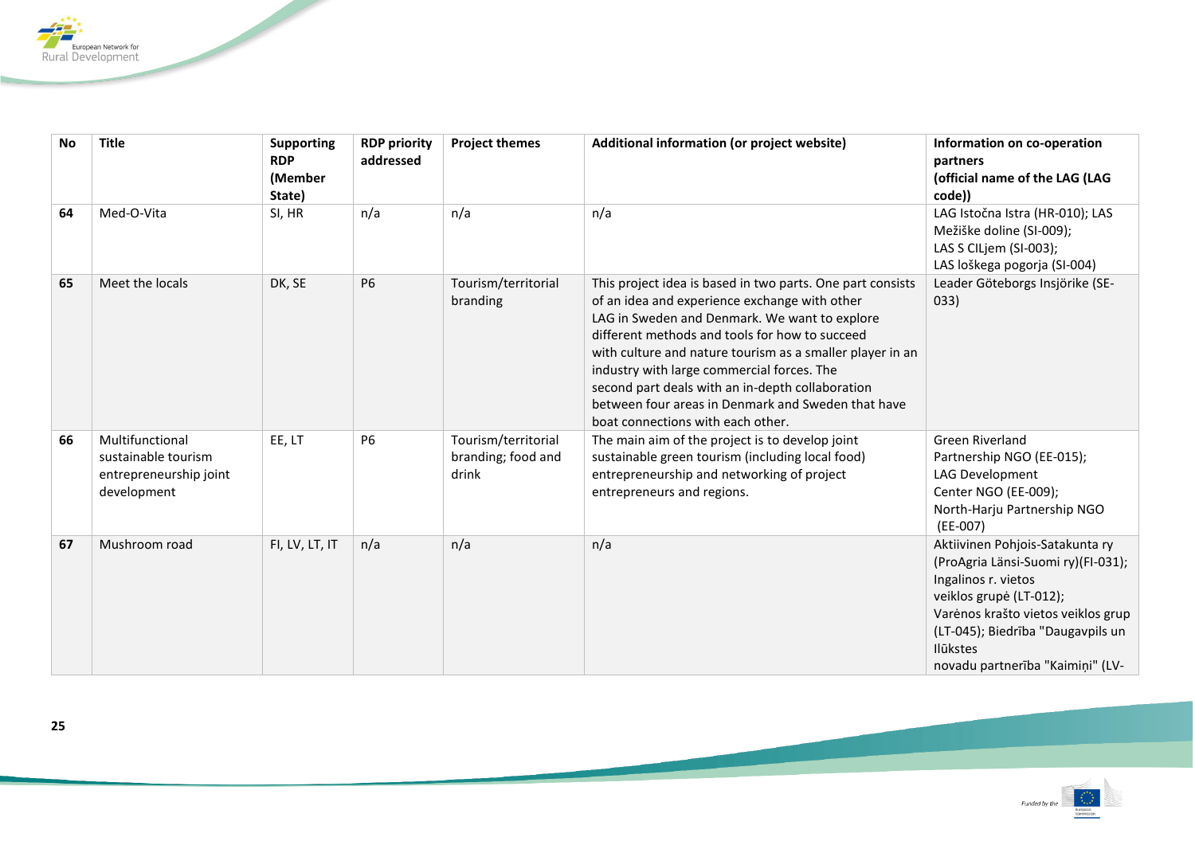| No | Title | Supporting RDP (Member State) | RDP priority addressed | Project themes | Additional information (or project website) | Information on co-operation partners (official name of the LAG (LAG code)) |
|---|---|---|---|---|---|---|
| 64 | Med-O-Vita | SI, HR | n/a | n/a | n/a | LAG Istočna Istra (HR-010); LAS Mežiške doline (SI-009); LAS S CILjem (SI-003); LAS loškega pogorja (SI-004) |
| 65 | Meet the locals | DK, SE | P6 | Tourism/territorial branding | This project idea is based in two parts. One part consists of an idea and experience exchange with other LAG in Sweden and Denmark. We want to explore different methods and tools for how to succeed with culture and nature tourism as a smaller player in an industry with large commercial forces. The second part deals with an in-depth collaboration between four areas in Denmark and Sweden that have boat connections with each other. | Leader Göteborgs Insjörike (SE-033) |
| 66 | Multifunctional sustainable tourism entrepreneurship joint development | EE, LT | P6 | Tourism/territorial branding; food and drink | The main aim of the project is to develop joint sustainable green tourism (including local food) entrepreneurship and networking of project entrepreneurs and regions. | Green Riverland Partnership NGO (EE-015); LAG Development Center NGO (EE-009); North-Harju Partnership NGO (EE-007) |
| 67 | Mushroom road | FI, LV, LT, IT | n/a | n/a | n/a | Aktiivinen Pohjois-Satakunta ry (ProAgria Länsi-Suomi ry)(FI-031); Ingalinos r. vietos veiklos grupė (LT-012); Varėnos krašto vietos veiklos grup (LT-045); Biedrība "Daugavpils un Ilūkstes novadu partnerība "Kaimiņi" (LV- |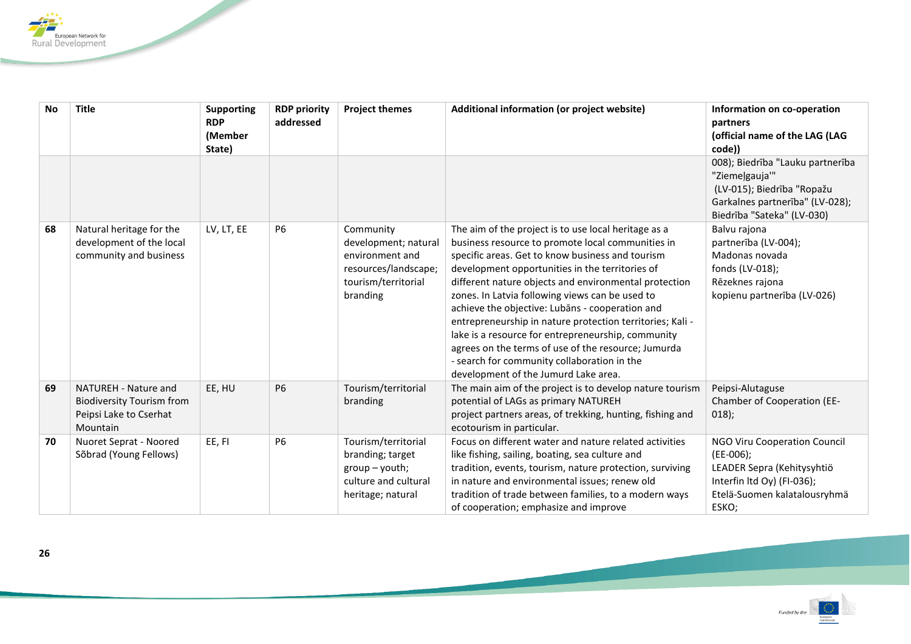| No | Title | Supporting RDP (Member State) | RDP priority addressed | Project themes | Additional information (or project website) | Information on co-operation partners (official name of the LAG (LAG code)) |
|---|---|---|---|---|---|---|
| | | | | | | 008); Biedrība "Lauku partnerība "Ziemeļgauja'" (LV-015); Biedrība "Ropažu Garkalnes partnerība" (LV-028); Biedrība "Sateka" (LV-030) |
| 68 | Natural heritage for the development of the local community and business | LV, LT, EE | P6 | Community development; natural environment and resources/landscape; tourism/territorial branding | The aim of the project is to use local heritage as a business resource to promote local communities in specific areas. Get to know business and tourism development opportunities in the territories of different nature objects and environmental protection zones. In Latvia following views can be used to achieve the objective: Lubāns - cooperation and entrepreneurship in nature protection territories; Kali - lake is a resource for entrepreneurship, community agrees on the terms of use of the resource; Jumurda - search for community collaboration in the development of the Jumurd Lake area. | Balvu rajona partnerība (LV-004); Madonas novada fonds (LV-018); Rēzeknes rajona kopienu partnerība (LV-026) |
| 69 | NATUREH - Nature and Biodiversity Tourism from Peipsi Lake to Cserhat Mountain | EE, HU | P6 | Tourism/territorial branding | The main aim of the project is to develop nature tourism potential of LAGs as primary NATUREH project partners areas, of trekking, hunting, fishing and ecotourism in particular. | Peipsi-Alutaguse Chamber of Cooperation (EE-018); |
| 70 | Nuoret Seprat - Noored Sõbrad (Young Fellows) | EE, FI | P6 | Tourism/territorial branding; target group – youth; culture and cultural heritage; natural | Focus on different water and nature related activities like fishing, sailing, boating, sea culture and tradition, events, tourism, nature protection, surviving in nature and environmental issues; renew old tradition of trade between families, to a modern ways of cooperation; emphasize and improve | NGO Viru Cooperation Council (EE-006); LEADER Sepra (Kehitysyhtiö Interfin ltd Oy) (FI-036); Etelä-Suomen kalatalousryhmä ESKO; |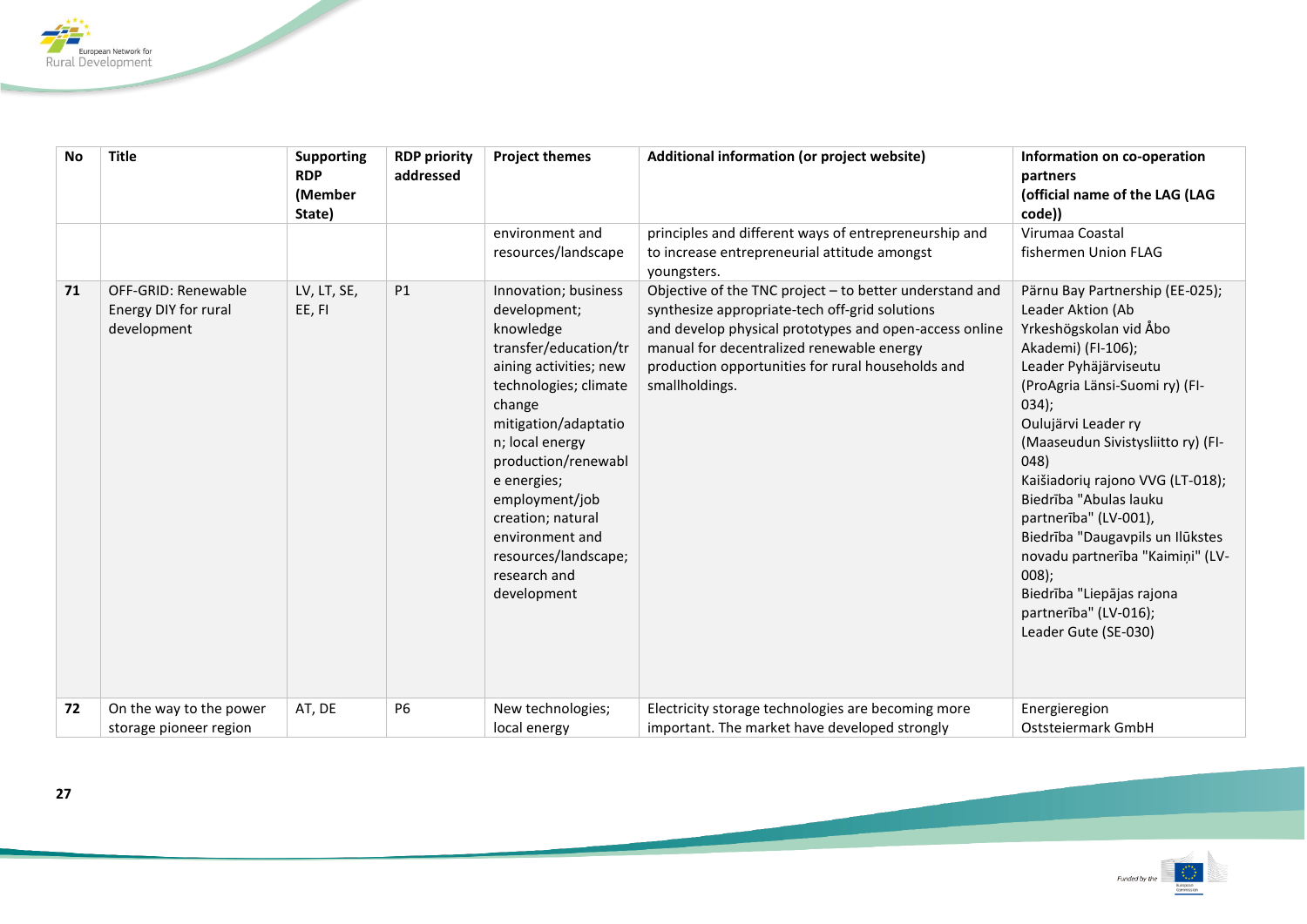| No | Title | Supporting RDP (Member State) | RDP priority addressed | Project themes | Additional information (or project website) | Information on co-operation partners (official name of the LAG (LAG code)) |
|---|---|---|---|---|---|---|
| | | | | environment and resources/landscape | principles and different ways of entrepreneurship and to increase entrepreneurial attitude amongst youngsters. | Virumaa Coastal fishermen Union FLAG |
| 71 | OFF-GRID: Renewable Energy DIY for rural development | LV, LT, SE, EE, FI | P1 | Innovation; business development; knowledge transfer/education/training activities; new technologies; climate change mitigation/adaptation; local energy production/renewable energies; employment/job creation; natural environment and resources/landscape; research and development | Objective of the TNC project – to better understand and synthesize appropriate-tech off-grid solutions and develop physical prototypes and open-access online manual for decentralized renewable energy production opportunities for rural households and smallholdings. | Pärnu Bay Partnership (EE-025); Leader Aktion (Ab Yrkeshögskolan vid Åbo Akademi) (FI-106); Leader Pyhäjärviseutu (ProAgria Länsi-Suomi ry) (FI-034); Oulujärvi Leader ry (Maaseudun Sivistysliitto ry) (FI-048) Kaišiadorių rajono VVG (LT-018); Biedrība "Abulas lauku partnerība" (LV-001), Biedrība "Daugavpils un Ilūkstes novadu partnerība "Kaimiņi" (LV-008); Biedrība "Liepājas rajona partnerība" (LV-016); Leader Gute (SE-030) |
| 72 | On the way to the power storage pioneer region | AT, DE | P6 | New technologies; local energy | Electricity storage technologies are becoming more important. The market have developed strongly | Energieregion Oststeiermark GmbH |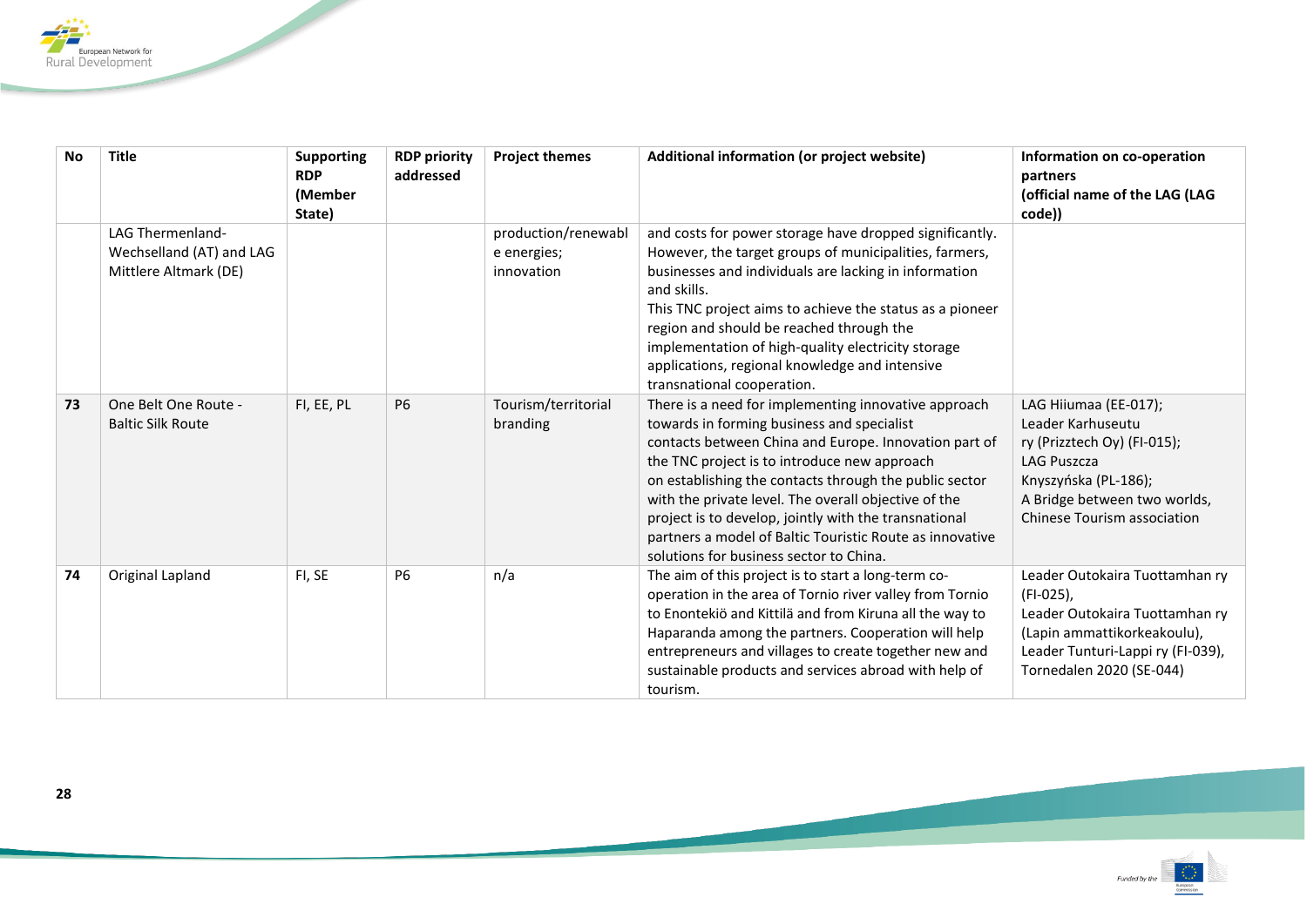| No | Title | Supporting RDP (Member State) | RDP priority addressed | Project themes | Additional information (or project website) | Information on co-operation partners (official name of the LAG (LAG code)) |
|---|---|---|---|---|---|---|
| | LAG Thermenland-Wechselland (AT) and LAG Mittlere Altmark (DE) | | | production/renewable energies; innovation | and costs for power storage have dropped significantly. However, the target groups of municipalities, farmers, businesses and individuals are lacking in information and skills. This TNC project aims to achieve the status as a pioneer region and should be reached through the implementation of high-quality electricity storage applications, regional knowledge and intensive transnational cooperation. | |
| 73 | One Belt One Route - Baltic Silk Route | FI, EE, PL | P6 | Tourism/territorial branding | There is a need for implementing innovative approach towards in forming business and specialist contacts between China and Europe. Innovation part of the TNC project is to introduce new approach on establishing the contacts through the public sector with the private level. The overall objective of the project is to develop, jointly with the transnational partners a model of Baltic Touristic Route as innovative solutions for business sector to China. | LAG Hiiumaa (EE-017); Leader Karhuseutu ry (Prizztech Oy) (FI-015); LAG Puszcza Knyszyńska (PL-186); A Bridge between two worlds, Chinese Tourism association |
| 74 | Original Lapland | FI, SE | P6 | n/a | The aim of this project is to start a long-term co-operation in the area of Tornio river valley from Tornio to Enontekiö and Kittilä and from Kiruna all the way to Haparanda among the partners. Cooperation will help entrepreneurs and villages to create together new and sustainable products and services abroad with help of tourism. | Leader Outokaira Tuottamhan ry (FI-025), Leader Outokaira Tuottamhan ry (Lapin ammattikorkeakoulu), Leader Tunturi-Lappi ry (FI-039), Tornedalen 2020 (SE-044) |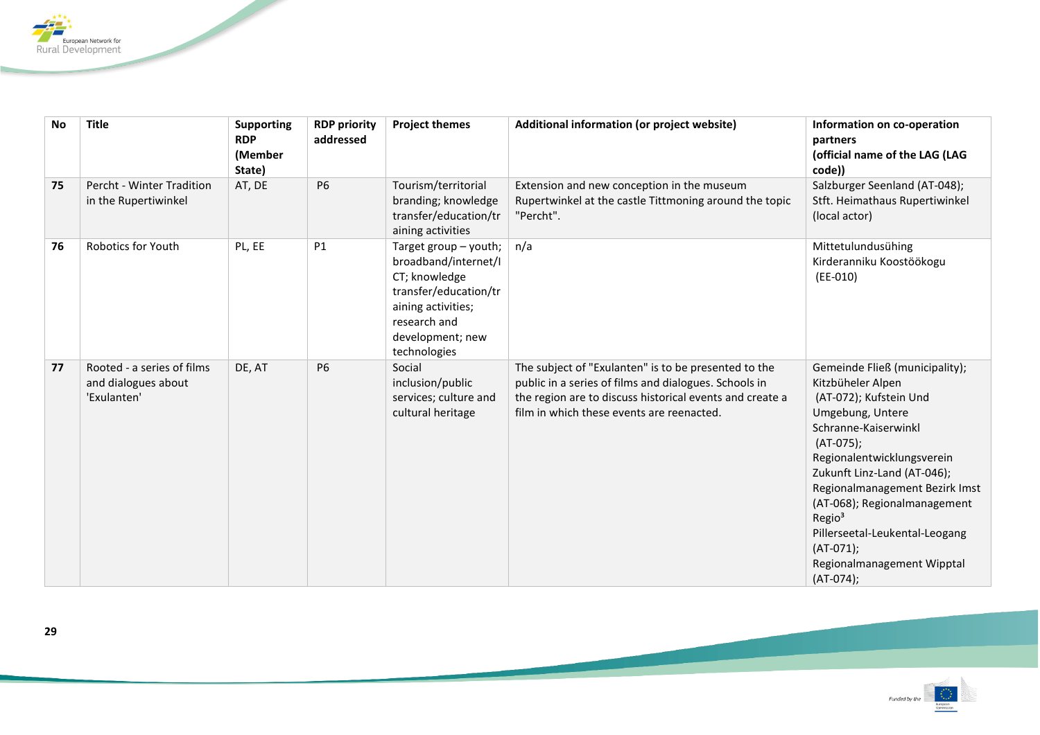| No | Title | Supporting RDP (Member State) | RDP priority addressed | Project themes | Additional information (or project website) | Information on co-operation partners (official name of the LAG (LAG code)) |
|---|---|---|---|---|---|---|
| 75 | Percht - Winter Tradition in the Rupertiwinkel | AT, DE | P6 | Tourism/territorial branding; knowledge transfer/education/training activities | Extension and new conception in the museum Rupertwinkel at the castle Tittmoning around the topic "Percht". | Salzburger Seenland (AT-048); Stft. Heimathaus Rupertiwinkel (local actor) |
| 76 | Robotics for Youth | PL, EE | P1 | Target group – youth; broadband/internet/ICT; knowledge transfer/education/training activities; research and development; new technologies | n/a | Mittetulundusühing Kirderanniku Koostöökogu (EE-010) |
| 77 | Rooted - a series of films and dialogues about 'Exulanten' | DE, AT | P6 | Social inclusion/public services; culture and cultural heritage | The subject of "Exulanten" is to be presented to the public in a series of films and dialogues. Schools in the region are to discuss historical events and create a film in which these events are reenacted. | Gemeinde Fließ (municipality); Kitzbüheler Alpen (AT-072); Kufstein Und Umgebung, Untere Schranne-Kaiserwinkl (AT-075); Regionalentwicklungsverein Zukunft Linz-Land (AT-046); Regionalmanagement Bezirk Imst (AT-068); Regionalmanagement Regio³ Pillerseetal-Leukental-Leogang (AT-071); Regionalmanagement Wipptal (AT-074); |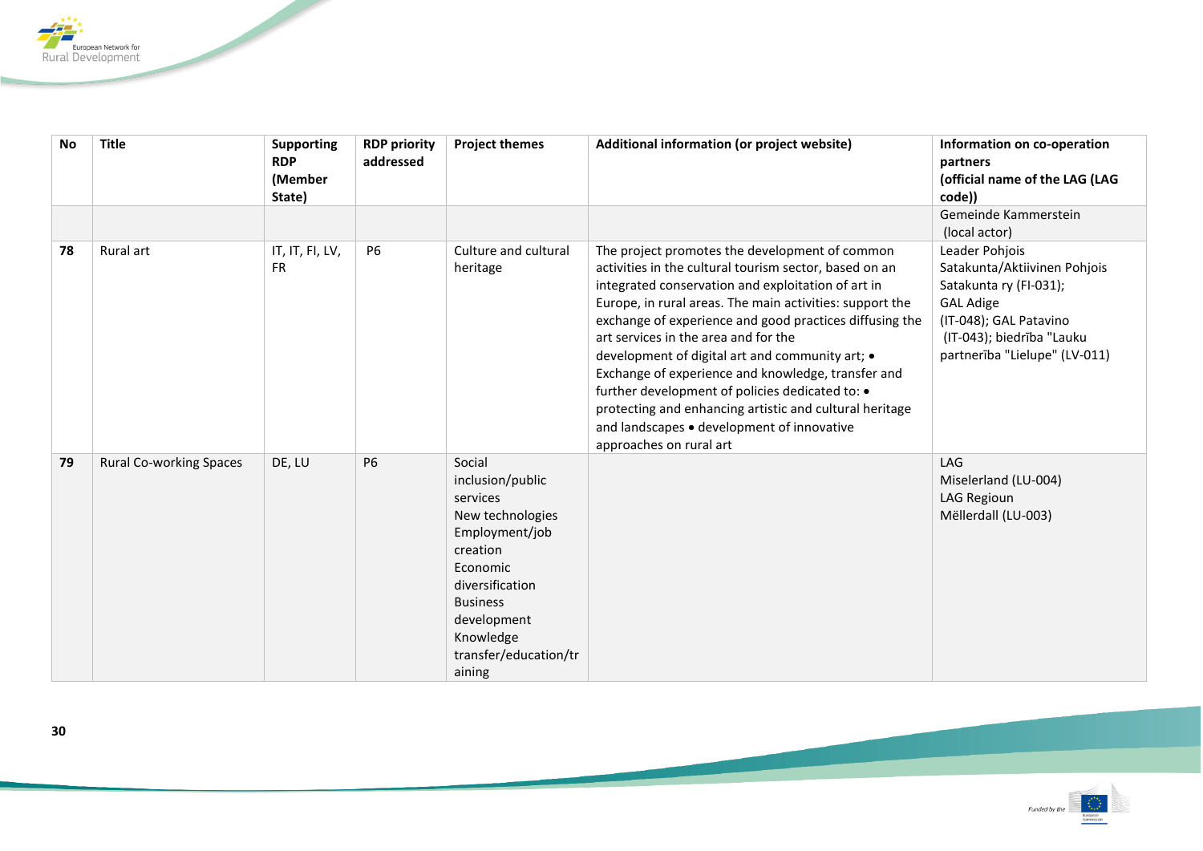| No | Title | Supporting RDP (Member State) | RDP priority addressed | Project themes | Additional information (or project website) | Information on co-operation partners (official name of the LAG (LAG code)) |
|---|---|---|---|---|---|---|
| | | | | | | Gemeinde Kammerstein (local actor) |
| **78** | Rural art | IT, IT, FI, LV, FR | P6 | Culture and cultural heritage | The project promotes the development of common activities in the cultural tourism sector, based on an integrated conservation and exploitation of art in Europe, in rural areas. The main activities: support the exchange of experience and good practices diffusing the art services in the area and for the development of digital art and community art; • Exchange of experience and knowledge, transfer and further development of policies dedicated to: • protecting and enhancing artistic and cultural heritage and landscapes • development of innovative approaches on rural art | Leader Pohjois Satakunta/Aktiivinen Pohjois Satakunta ry (FI-031); GAL Adige (IT-048); GAL Patavino (IT-043); biedrība "Lauku partnerība "Lielupe" (LV-011) |
| **79** | Rural Co-working Spaces | DE, LU | P6 | Social inclusion/public services<br>New technologies<br>Employment/job creation<br>Economic diversification<br>Business development<br>Knowledge transfer/education/training | | LAG Miselerland (LU-004)<br>LAG Regioun Mëllerdall (LU-003) |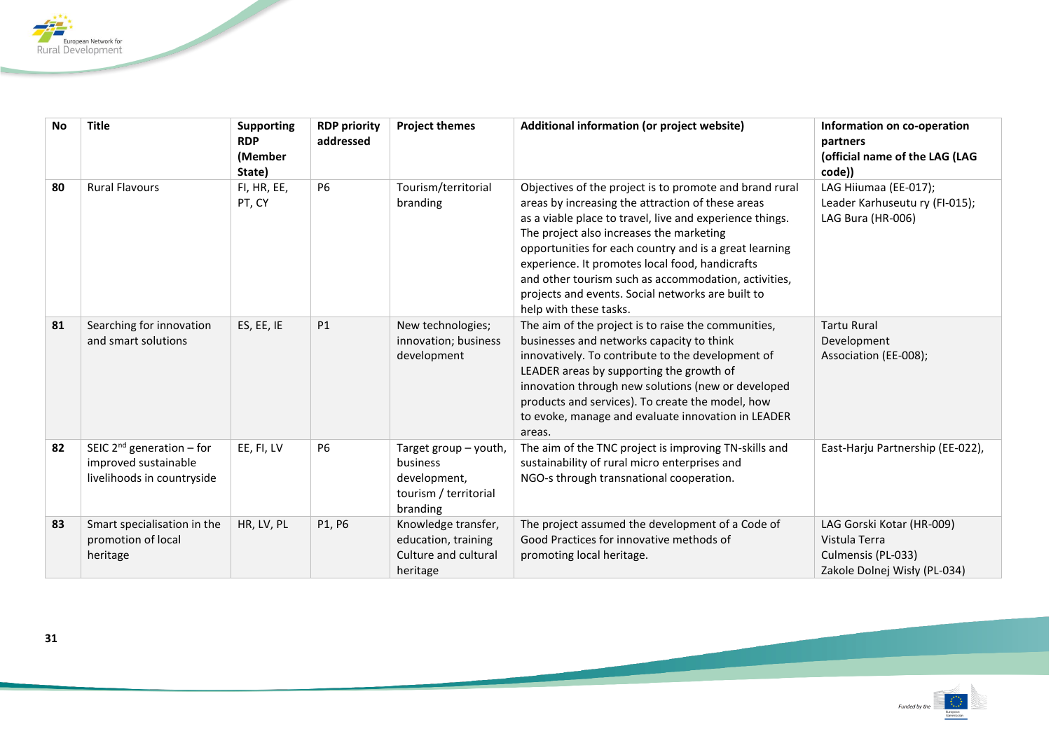| No | Title | Supporting RDP (Member State) | RDP priority addressed | Project themes | Additional information (or project website) | Information on co-operation partners (official name of the LAG (LAG code)) |
|---|---|---|---|---|---|---|
| **80** | Rural Flavours | FI, HR, EE, PT, CY | P6 | Tourism/territorial branding | Objectives of the project is to promote and brand rural areas by increasing the attraction of these areas as a viable place to travel, live and experience things. The project also increases the marketing opportunities for each country and is a great learning experience. It promotes local food, handicrafts and other tourism such as accommodation, activities, projects and events. Social networks are built to help with these tasks. | LAG Hiiumaa (EE-017); Leader Karhuseutu ry (FI-015); LAG Bura (HR-006) |
| **81** | Searching for innovation and smart solutions | ES, EE, IE | P1 | New technologies; innovation; business development | The aim of the project is to raise the communities, businesses and networks capacity to think innovatively. To contribute to the development of LEADER areas by supporting the growth of innovation through new solutions (new or developed products and services). To create the model, how to evoke, manage and evaluate innovation in LEADER areas. | Tartu Rural Development Association (EE-008); |
| **82** | SEIC 2nd generation – for improved sustainable livelihoods in countryside | EE, FI, LV | P6 | Target group – youth, business development, tourism / territorial branding | The aim of the TNC project is improving TN-skills and sustainability of rural micro enterprises and NGO-s through transnational cooperation. | East-Harju Partnership (EE-022), |
| **83** | Smart specialisation in the promotion of local heritage | HR, LV, PL | P1, P6 | Knowledge transfer, education, training Culture and cultural heritage | The project assumed the development of a Code of Good Practices for innovative methods of promoting local heritage. | LAG Gorski Kotar (HR-009) Vistula Terra Culmensis (PL-033) Zakole Dolnej Wisły (PL-034) |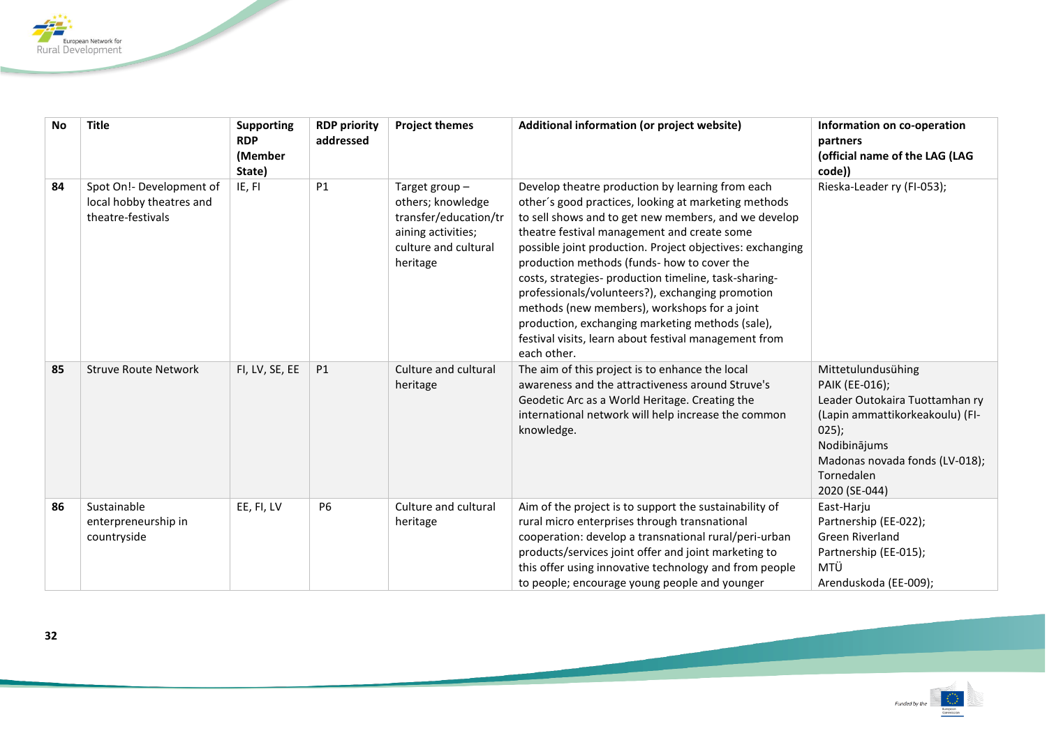| No | Title | Supporting RDP (Member State) | RDP priority addressed | Project themes | Additional information (or project website) | Information on co-operation partners (official name of the LAG (LAG code)) |
|---|---|---|---|---|---|---|
| 84 | Spot On!- Development of local hobby theatres and theatre-festivals | IE, FI | P1 | Target group – others; knowledge transfer/education/training activities; culture and cultural heritage | Develop theatre production by learning from each other´s good practices, looking at marketing methods to sell shows and to get new members, and we develop theatre festival management and create some possible joint production. Project objectives: exchanging production methods (funds- how to cover the costs, strategies- production timeline, task-sharing-professionals/volunteers?), exchanging promotion methods (new members), workshops for a joint production, exchanging marketing methods (sale), festival visits, learn about festival management from each other. | Rieska-Leader ry (FI-053); |
| 85 | Struve Route Network | FI, LV, SE, EE | P1 | Culture and cultural heritage | The aim of this project is to enhance the local awareness and the attractiveness around Struve's Geodetic Arc as a World Heritage. Creating the international network will help increase the common knowledge. | Mittetulundusühing PAIK (EE-016); Leader Outokaira Tuottamhan ry (Lapin ammattikorkeakoulu) (FI-025); Nodibinājums Madonas novada fonds (LV-018); Tornedalen 2020 (SE-044) |
| 86 | Sustainable enterpreneurship in countryside | EE, FI, LV | P6 | Culture and cultural heritage | Aim of the project is to support the sustainability of rural micro enterprises through transnational cooperation: develop a transnational rural/peri-urban products/services joint offer and joint marketing to this offer using innovative technology and from people to people; encourage young people and younger | East-Harju Partnership (EE-022); Green Riverland Partnership (EE-015); MTÜ Arenduskoda (EE-009); |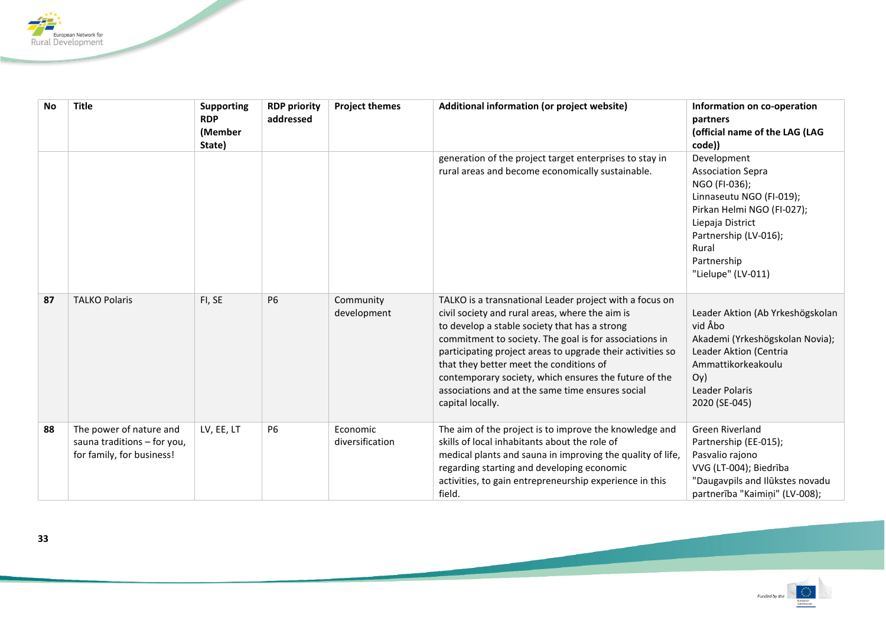| No | Title | Supporting RDP (Member State) | RDP priority addressed | Project themes | Additional information (or project website) | Information on co-operation partners (official name of the LAG (LAG code)) |
|---|---|---|---|---|---|---|
| | | | | | generation of the project target enterprises to stay in rural areas and become economically sustainable. | Development Association Sepra NGO (FI-036); Linnaseutu NGO (FI-019); Pirkan Helmi NGO (FI-027); Liepaja District Partnership (LV-016); Rural Partnership "Lielupe" (LV-011) |
| **87** | TALKO Polaris | FI, SE | P6 | Community development | TALKO is a transnational Leader project with a focus on civil society and rural areas, where the aim is to develop a stable society that has a strong commitment to society. The goal is for associations in participating project areas to upgrade their activities so that they better meet the conditions of contemporary society, which ensures the future of the associations and at the same time ensures social capital locally. | Leader Aktion (Ab Yrkeshögskolan vid Åbo Akademi (Yrkeshögskolan Novia); Leader Aktion (Centria Ammattikorkeakoulu Oy) Leader Polaris 2020 (SE-045) |
| **88** | The power of nature and sauna traditions – for you, for family, for business! | LV, EE, LT | P6 | Economic diversification | The aim of the project is to improve the knowledge and skills of local inhabitants about the role of medical plants and sauna in improving the quality of life, regarding starting and developing economic activities, to gain entrepreneurship experience in this field. | Green Riverland Partnership (EE-015); Pasvalio rajono VVG (LT-004); Biedrība "Daugavpils and Ilūkstes novadu partnerība "Kaimiņi" (LV-008); |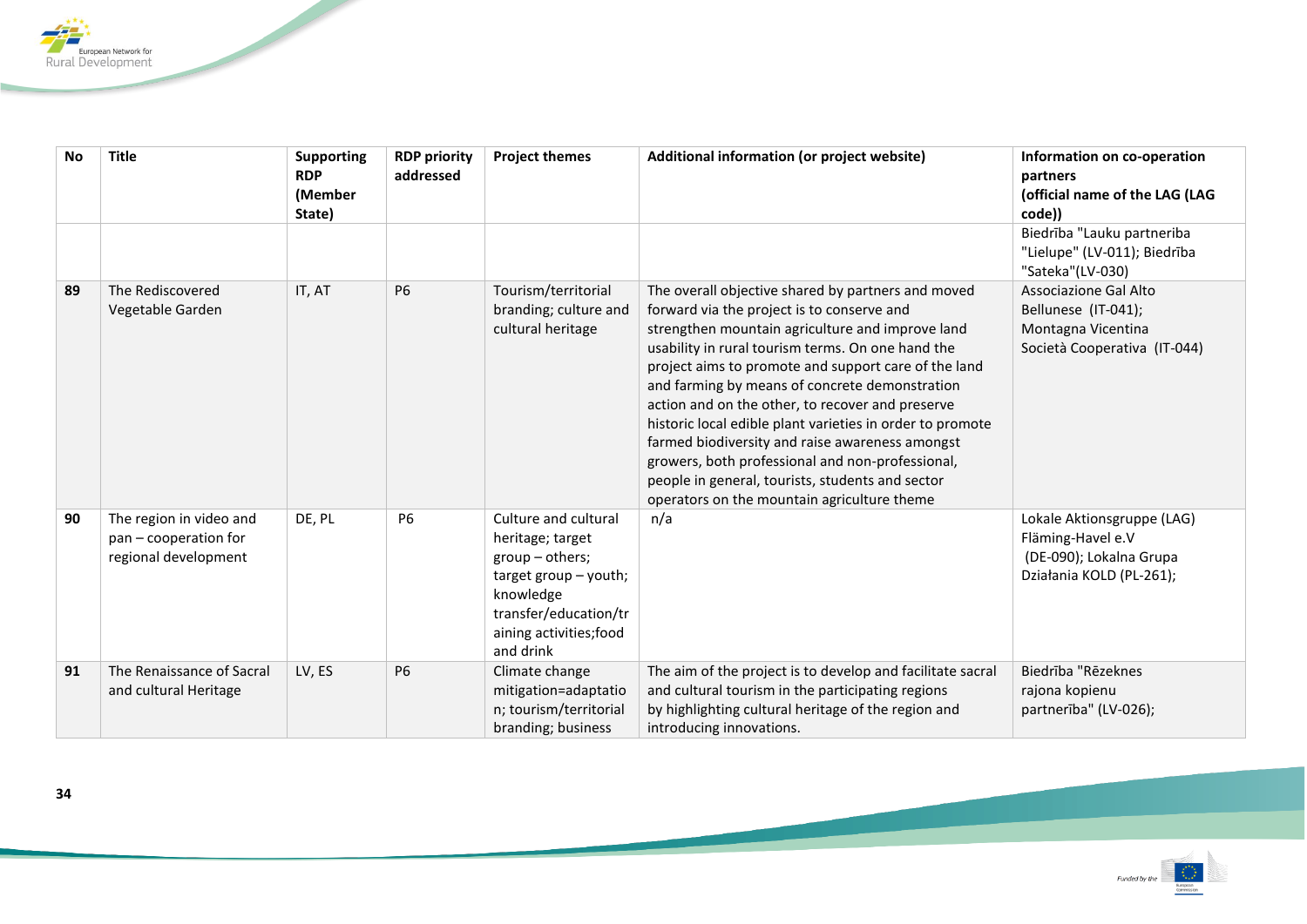| No | Title | Supporting RDP (Member State) | RDP priority addressed | Project themes | Additional information (or project website) | Information on co-operation partners (official name of the LAG (LAG code)) |
|---|---|---|---|---|---|---|
| | | | | | | Biedrība "Lauku partneriba "Lielupe" (LV-011); Biedrība "Sateka"(LV-030) |
| 89 | The Rediscovered Vegetable Garden | IT, AT | P6 | Tourism/territorial branding; culture and cultural heritage | The overall objective shared by partners and moved forward via the project is to conserve and strengthen mountain agriculture and improve land usability in rural tourism terms. On one hand the project aims to promote and support care of the land and farming by means of concrete demonstration action and on the other, to recover and preserve historic local edible plant varieties in order to promote farmed biodiversity and raise awareness amongst growers, both professional and non-professional, people in general, tourists, students and sector operators on the mountain agriculture theme | Associazione Gal Alto Bellunese (IT-041); Montagna Vicentina Società Cooperativa (IT-044) |
| 90 | The region in video and pan – cooperation for regional development | DE, PL | P6 | Culture and cultural heritage; target group – others; target group – youth; knowledge transfer/education/training activities;food and drink | n/a | Lokale Aktionsgruppe (LAG) Fläming-Havel e.V (DE-090); Lokalna Grupa Działania KOLD (PL-261); |
| 91 | The Renaissance of Sacral and cultural Heritage | LV, ES | P6 | Climate change mitigation=adaptation; tourism/territorial branding; business | The aim of the project is to develop and facilitate sacral and cultural tourism in the participating regions by highlighting cultural heritage of the region and introducing innovations. | Biedrība "Rēzeknes rajona kopienu partnerība" (LV-026); |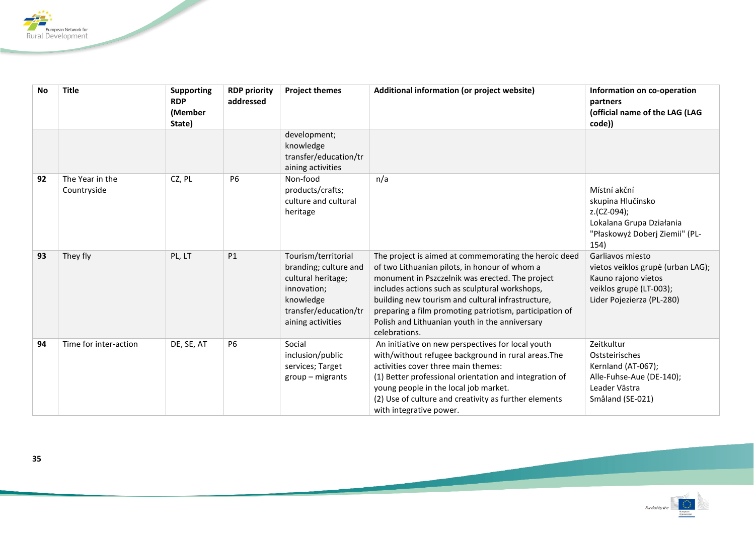| No | Title | Supporting RDP (Member State) | RDP priority addressed | Project themes | Additional information (or project website) | Information on co-operation partners (official name of the LAG (LAG code)) |
|---|---|---|---|---|---|---|
| | | | | development; knowledge transfer/education/training activities | | |
| 92 | The Year in the Countryside | CZ, PL | P6 | Non-food products/crafts; culture and cultural heritage | n/a | Místní akční skupina Hlučínsko z.(CZ-094); Lokalana Grupa Działania "Płaskowyż Doberj Ziemii" (PL-154) |
| 93 | They fly | PL, LT | P1 | Tourism/territorial branding; culture and cultural heritage; innovation; knowledge transfer/education/training activities | The project is aimed at commemorating the heroic deed of two Lithuanian pilots, in honour of whom a monument in Pszczelnik was erected. The project includes actions such as sculptural workshops, building new tourism and cultural infrastructure, preparing a film promoting patriotism, participation of Polish and Lithuanian youth in the anniversary celebrations. | Garliavos miesto vietos veiklos grupė (urban LAG); Kauno rajono vietos veiklos grupė (LT-003); Lider Pojezierza (PL-280) |
| 94 | Time for inter-action | DE, SE, AT | P6 | Social inclusion/public services; Target group – migrants | An initiative on new perspectives for local youth with/without refugee background in rural areas.The activities cover three main themes:<br>(1) Better professional orientation and integration of young people in the local job market.<br>(2) Use of culture and creativity as further elements with integrative power. | Zeitkultur Oststeirisches Kernland (AT-067); Alle-Fuhse-Aue (DE-140); Leader Västra Småland (SE-021) |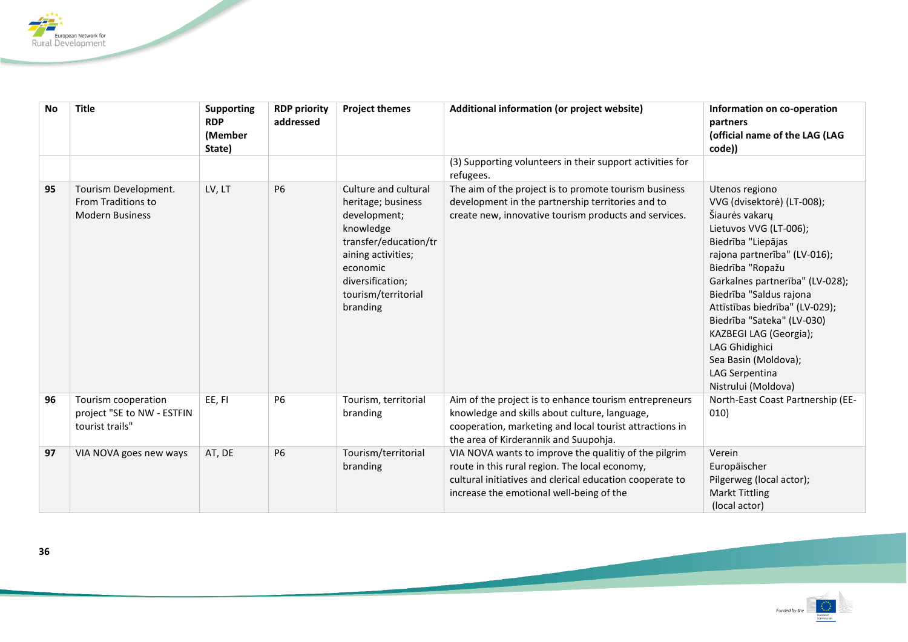| No | Title | Supporting RDP (Member State) | RDP priority addressed | Project themes | Additional information (or project website) | Information on co-operation partners (official name of the LAG (LAG code)) |
|---|---|---|---|---|---|---|
| | | | | | (3) Supporting volunteers in their support activities for refugees. | |
| 95 | Tourism Development. From Traditions to Modern Business | LV, LT | P6 | Culture and cultural heritage; business development; knowledge transfer/education/training activities; economic diversification; tourism/territorial branding | The aim of the project is to promote tourism business development in the partnership territories and to create new, innovative tourism products and services. | Utenos regiono VVG (dvisektorė) (LT-008); Šiaurės vakarų Lietuvos VVG (LT-006); Biedrība "Liepājas rajona partnerība" (LV-016); Biedrība "Ropažu Garkalnes partnerība" (LV-028); Biedrība "Saldus rajona Attīstības biedrība" (LV-029); Biedrība "Sateka" (LV-030) KAZBEGI LAG (Georgia); LAG Ghidighici Sea Basin (Moldova); LAG Serpentina Nistrului (Moldova) |
| 96 | Tourism cooperation project "SE to NW - ESTFIN tourist trails" | EE, FI | P6 | Tourism, territorial branding | Aim of the project is to enhance tourism entrepreneurs knowledge and skills about culture, language, cooperation, marketing and local tourist attractions in the area of Kirderannik and Suupohja. | North-East Coast Partnership (EE-010) |
| 97 | VIA NOVA goes new ways | AT, DE | P6 | Tourism/territorial branding | VIA NOVA wants to improve the qualitiy of the pilgrim route in this rural region. The local economy, cultural initiatives and clerical education cooperate to increase the emotional well-being of the | Verein Europäischer Pilgerweg (local actor); Markt Tittling (local actor) |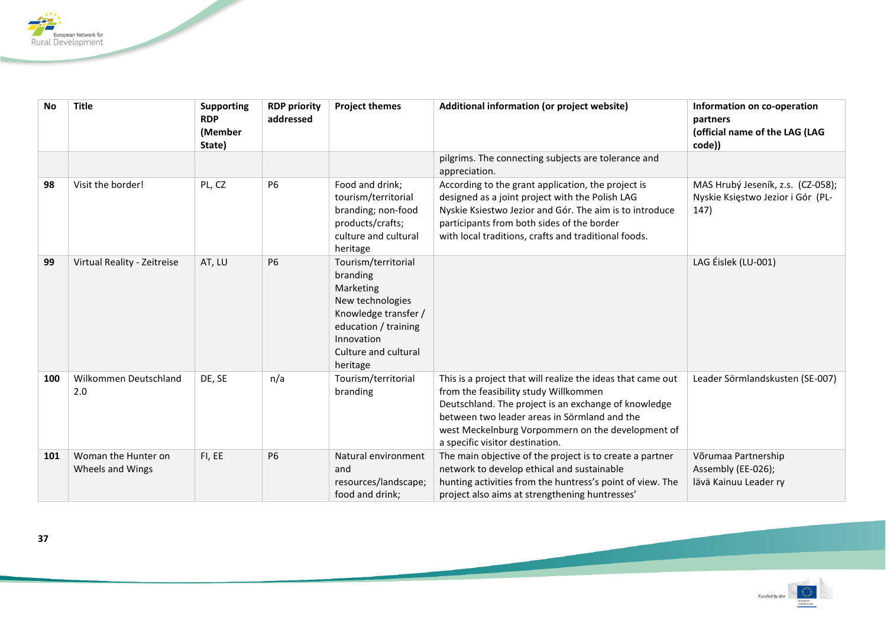| No | Title | Supporting RDP (Member State) | RDP priority addressed | Project themes | Additional information (or project website) | Information on co-operation partners (official name of the LAG (LAG code)) |
|---|---|---|---|---|---|---|
| | | | | | pilgrims. The connecting subjects are tolerance and appreciation. | |
| 98 | Visit the border! | PL, CZ | P6 | Food and drink; tourism/territorial branding; non-food products/crafts; culture and cultural heritage | According to the grant application, the project is designed as a joint project with the Polish LAG Nyskie Ksiestwo Jezior and Gór. The aim is to introduce participants from both sides of the border with local traditions, crafts and traditional foods. | MAS Hrubý Jeseník, z.s. (CZ-058); Nyskie Księstwo Jezior i Gór (PL-147) |
| 99 | Virtual Reality - Zeitreise | AT, LU | P6 | Tourism/territorial branding<br>Marketing<br>New technologies<br>Knowledge transfer / education / training<br>Innovation<br>Culture and cultural heritage | | LAG Éislek (LU-001) |
| 100 | Wilkommen Deutschland 2.0 | DE, SE | n/a | Tourism/territorial branding | This is a project that will realize the ideas that came out from the feasibility study Willkommen Deutschland. The project is an exchange of knowledge between two leader areas in Sörmland and the west Meckelnburg Vorpommern on the development of a specific visitor destination. | Leader Sörmlandskusten (SE-007) |
| 101 | Woman the Hunter on Wheels and Wings | FI, EE | P6 | Natural environment and resources/landscape; food and drink; | The main objective of the project is to create a partner network to develop ethical and sustainable hunting activities from the huntress's point of view. The project also aims at strengthening huntresses' | Võrumaa Partnership Assembly (EE-026);<br>lävä Kainuu Leader ry |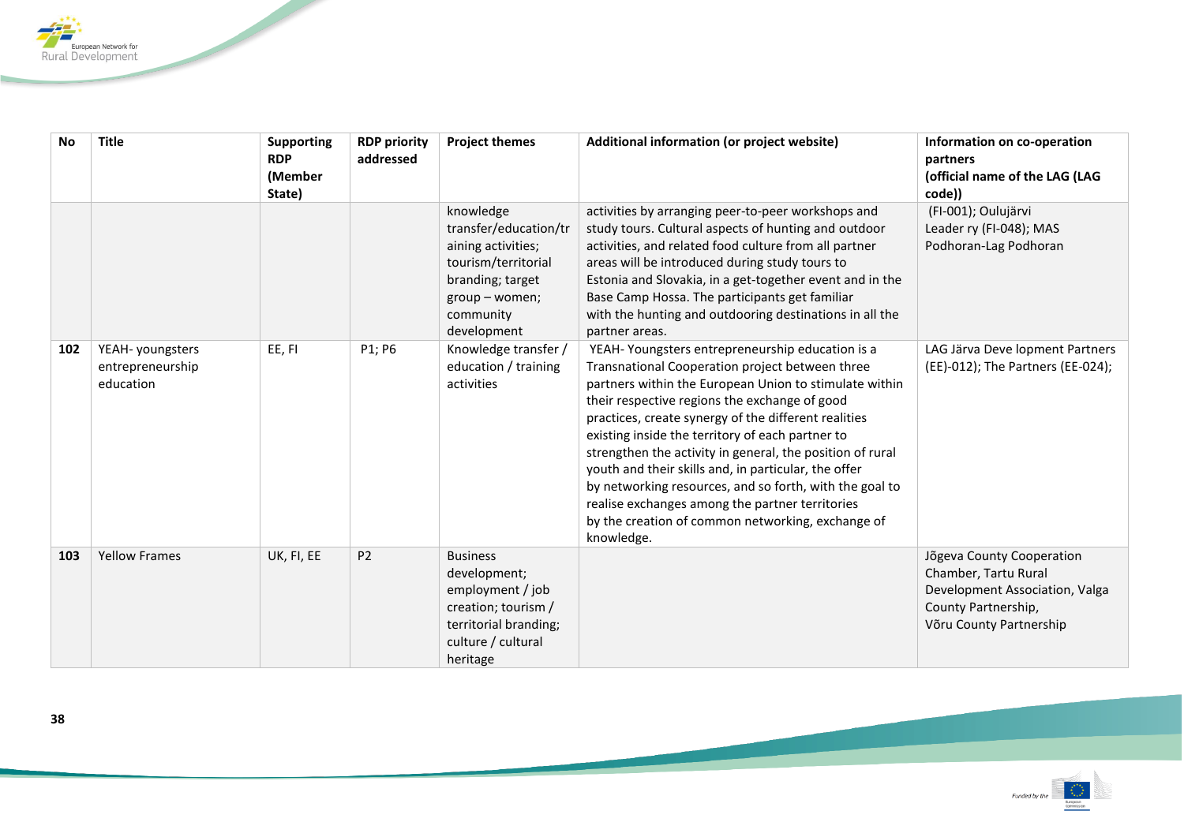| No | Title | Supporting RDP (Member State) | RDP priority addressed | Project themes | Additional information (or project website) | Information on co-operation partners (official name of the LAG (LAG code)) |
|---|---|---|---|---|---|---|
| | | | | knowledge transfer/education/training activities; tourism/territorial branding; target group – women; community development | activities by arranging peer-to-peer workshops and study tours. Cultural aspects of hunting and outdoor activities, and related food culture from all partner areas will be introduced during study tours to Estonia and Slovakia, in a get-together event and in the Base Camp Hossa. The participants get familiar with the hunting and outdooring destinations in all the partner areas. | (FI-001); Oulujärvi Leader ry (FI-048); MAS Podhoran-Lag Podhoran |
| 102 | YEAH- youngsters entrepreneurship education | EE, FI | P1; P6 | Knowledge transfer / education / training activities | YEAH- Youngsters entrepreneurship education is a Transnational Cooperation project between three partners within the European Union to stimulate within their respective regions the exchange of good practices, create synergy of the different realities existing inside the territory of each partner to strengthen the activity in general, the position of rural youth and their skills and, in particular, the offer by networking resources, and so forth, with the goal to realise exchanges among the partner territories by the creation of common networking, exchange of knowledge. | LAG Järva Deve lopment Partners (EE)-012); The Partners (EE-024); |
| 103 | Yellow Frames | UK, FI, EE | P2 | Business development; employment / job creation; tourism / territorial branding; culture / cultural heritage | | Jõgeva County Cooperation Chamber, Tartu Rural Development Association, Valga County Partnership, Võru County Partnership |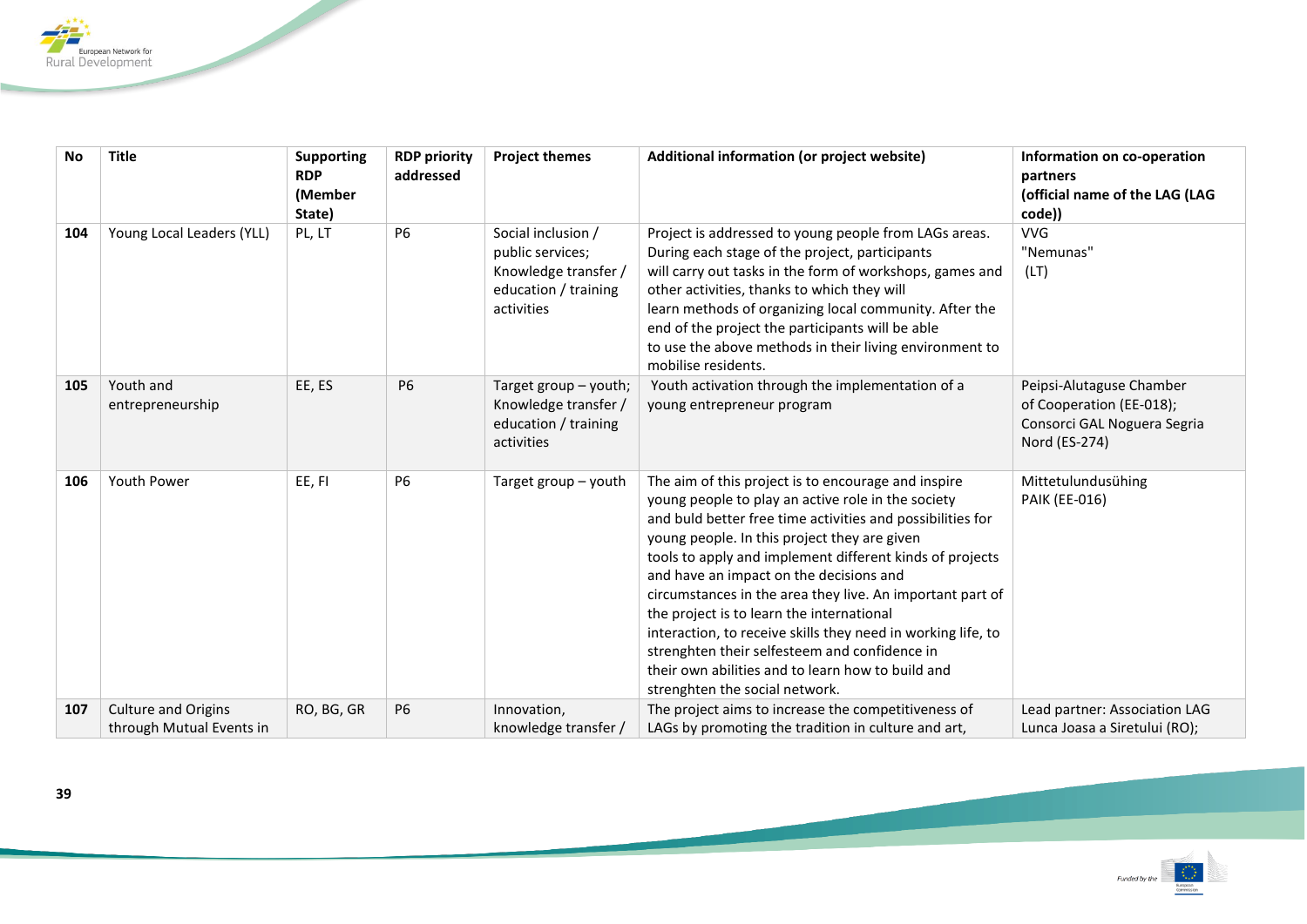| No | Title | Supporting RDP (Member State) | RDP priority addressed | Project themes | Additional information (or project website) | Information on co-operation partners (official name of the LAG (LAG code)) |
|---|---|---|---|---|---|---|
| 104 | Young Local Leaders (YLL) | PL, LT | P6 | Social inclusion / public services; Knowledge transfer / education / training activities | Project is addressed to young people from LAGs areas. During each stage of the project, participants will carry out tasks in the form of workshops, games and other activities, thanks to which they will learn methods of organizing local community. After the end of the project the participants will be able to use the above methods in their living environment to mobilise residents. | VVG "Nemunas" (LT) |
| 105 | Youth and entrepreneurship | EE, ES | P6 | Target group – youth; Knowledge transfer / education / training activities | Youth activation through the implementation of a young entrepreneur program | Peipsi-Alutaguse Chamber of Cooperation (EE-018); Consorci GAL Noguera Segria Nord (ES-274) |
| 106 | Youth Power | EE, FI | P6 | Target group – youth | The aim of this project is to encourage and inspire young people to play an active role in the society and buld better free time activities and possibilities for young people. In this project they are given tools to apply and implement different kinds of projects and have an impact on the decisions and circumstances in the area they live. An important part of the project is to learn the international interaction, to receive skills they need in working life, to strenghten their selfesteem and confidence in their own abilities and to learn how to build and strenghten the social network. | Mittetulundusühing PAIK (EE-016) |
| 107 | Culture and Origins through Mutual Events in | RO, BG, GR | P6 | Innovation, knowledge transfer / | The project aims to increase the competitiveness of LAGs by promoting the tradition in culture and art, | Lead partner: Association LAG Lunca Joasa a Siretului (RO); |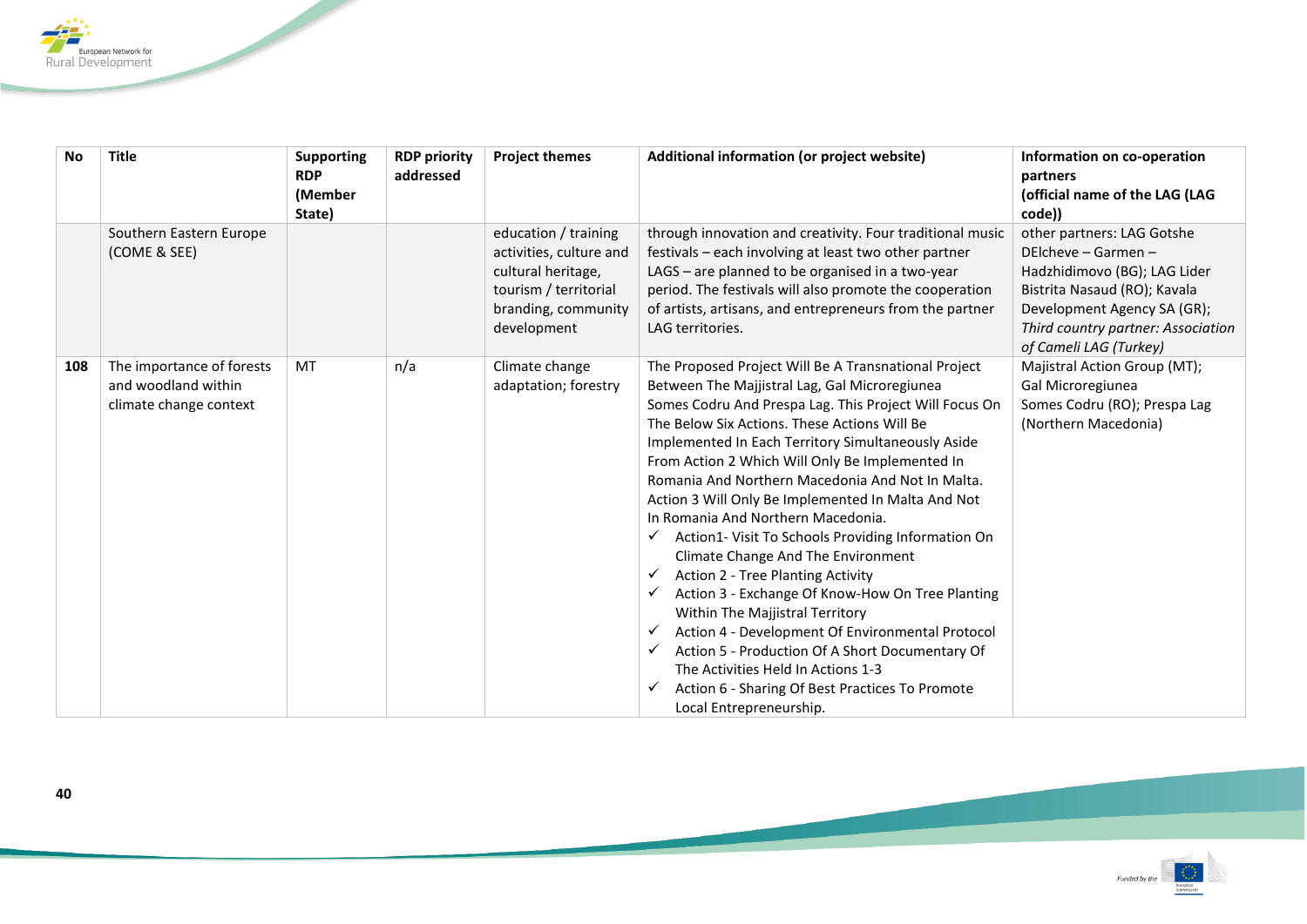| No | Title | Supporting RDP (Member State) | RDP priority addressed | Project themes | Additional information (or project website) | Information on co-operation partners (official name of the LAG (LAG code)) |
|---|---|---|---|---|---|---|
| | Southern Eastern Europe (COME & SEE) | | | education / training activities, culture and cultural heritage, tourism / territorial branding, community development | through innovation and creativity. Four traditional music festivals – each involving at least two other partner LAGS – are planned to be organised in a two-year period. The festivals will also promote the cooperation of artists, artisans, and entrepreneurs from the partner LAG territories. | other partners: LAG Gotshe DElcheve – Garmen – Hadzhidimovo (BG); LAG Lider Bistrita Nasaud (RO); Kavala Development Agency SA (GR); *Third country partner: Association of Cameli LAG (Turkey)* |
| **108** | The importance of forests and woodland within climate change context | MT | n/a | Climate change adaptation; forestry | The Proposed Project Will Be A Transnational Project Between The Majjistral Lag, Gal Microregiunea Somes Codru And Prespa Lag. This Project Will Focus On The Below Six Actions. These Actions Will Be Implemented In Each Territory Simultaneously Aside From Action 2 Which Will Only Be Implemented In Romania And Northern Macedonia And Not In Malta. Action 3 Will Only Be Implemented In Malta And Not In Romania And Northern Macedonia.<br>✓ Action1- Visit To Schools Providing Information On Climate Change And The Environment<br>✓ Action 2 - Tree Planting Activity<br>✓ Action 3 - Exchange Of Know-How On Tree Planting Within The Majjistral Territory<br>✓ Action 4 - Development Of Environmental Protocol<br>✓ Action 5 - Production Of A Short Documentary Of The Activities Held In Actions 1-3<br>✓ Action 6 - Sharing Of Best Practices To Promote Local Entrepreneurship. | Majistral Action Group (MT); Gal Microregiunea Somes Codru (RO); Prespa Lag (Northern Macedonia) |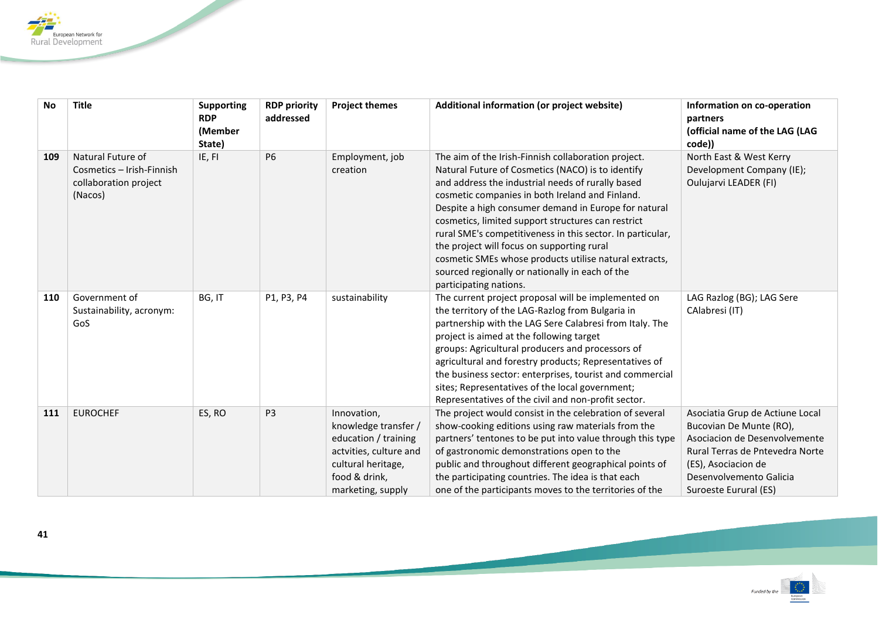| No | Title | Supporting RDP (Member State) | RDP priority addressed | Project themes | Additional information (or project website) | Information on co-operation partners (official name of the LAG (LAG code)) |
|---|---|---|---|---|---|---|
| 109 | Natural Future of Cosmetics – Irish-Finnish collaboration project (Nacos) | IE, FI | P6 | Employment, job creation | The aim of the Irish-Finnish collaboration project. Natural Future of Cosmetics (NACO) is to identify and address the industrial needs of rurally based cosmetic companies in both Ireland and Finland. Despite a high consumer demand in Europe for natural cosmetics, limited support structures can restrict rural SME's competitiveness in this sector. In particular, the project will focus on supporting rural cosmetic SMEs whose products utilise natural extracts, sourced regionally or nationally in each of the participating nations. | North East & West Kerry Development Company (IE); Oulujarvi LEADER (FI) |
| 110 | Government of Sustainability, acronym: GoS | BG, IT | P1, P3, P4 | sustainability | The current project proposal will be implemented on the territory of the LAG-Razlog from Bulgaria in partnership with the LAG Sere Calabresi from Italy. The project is aimed at the following target groups: Agricultural producers and processors of agricultural and forestry products; Representatives of the business sector: enterprises, tourist and commercial sites; Representatives of the local government; Representatives of the civil and non-profit sector. | LAG Razlog (BG); LAG Sere CAlabresi (IT) |
| 111 | EUROCHEF | ES, RO | P3 | Innovation, knowledge transfer / education / training actvities, culture and cultural heritage, food & drink, marketing, supply | The project would consist in the celebration of several show-cooking editions using raw materials from the partners' tentones to be put into value through this type of gastronomic demonstrations open to the public and throughout different geographical points of the participating countries. The idea is that each one of the participants moves to the territories of the | Asociatia Grup de Actiune Local Bucovian De Munte (RO), Asociacion de Desenvolvemente Rural Terras de Pntevedra Norte (ES), Asociacion de Desenvolvemento Galicia Suroeste Eurural (ES) |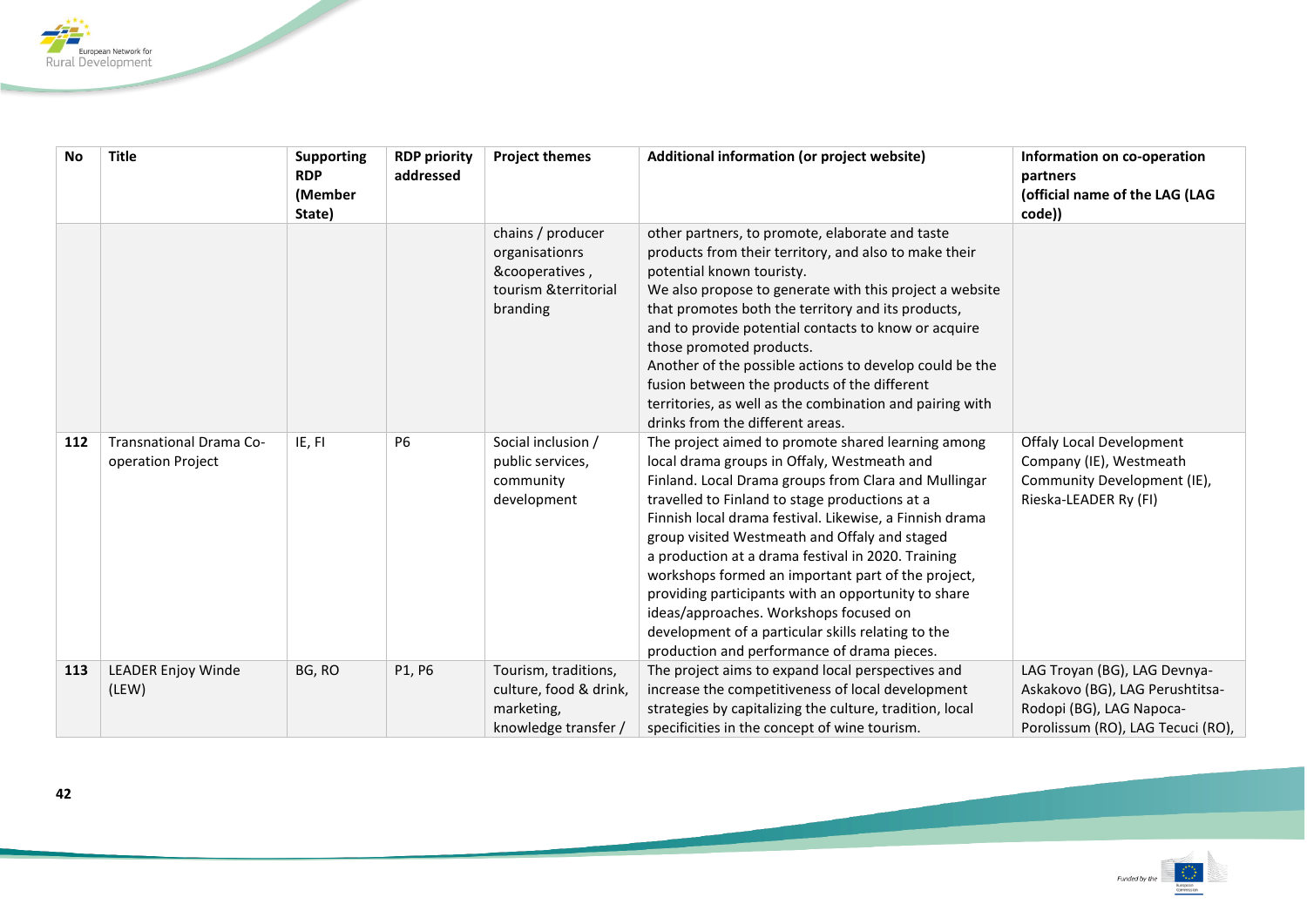| No | Title | Supporting RDP (Member State) | RDP priority addressed | Project themes | Additional information (or project website) | Information on co-operation partners (official name of the LAG (LAG code)) |
|---|---|---|---|---|---|---|
| | | | | chains / producer organisationrs &cooperatives , tourism &territorial branding | other partners, to promote, elaborate and taste products from their territory, and also to make their potential known touristy. We also propose to generate with this project a website that promotes both the territory and its products, and to provide potential contacts to know or acquire those promoted products. Another of the possible actions to develop could be the fusion between the products of the different territories, as well as the combination and pairing with drinks from the different areas. | |
| **112** | Transnational Drama Co-operation Project | IE, FI | P6 | Social inclusion / public services, community development | The project aimed to promote shared learning among local drama groups in Offaly, Westmeath and Finland. Local Drama groups from Clara and Mullingar travelled to Finland to stage productions at a Finnish local drama festival. Likewise, a Finnish drama group visited Westmeath and Offaly and staged a production at a drama festival in 2020. Training workshops formed an important part of the project, providing participants with an opportunity to share ideas/approaches. Workshops focused on development of a particular skills relating to the production and performance of drama pieces. | Offaly Local Development Company (IE), Westmeath Community Development (IE), Rieska-LEADER Ry (FI) |
| **113** | LEADER Enjoy Winde (LEW) | BG, RO | P1, P6 | Tourism, traditions, culture, food & drink, marketing, knowledge transfer / | The project aims to expand local perspectives and increase the competitiveness of local development strategies by capitalizing the culture, tradition, local specificities in the concept of wine tourism. | LAG Troyan (BG), LAG Devnya-Askakovo (BG), LAG Perushtitsa-Rodopi (BG), LAG Napoca-Porolissum (RO), LAG Tecuci (RO), |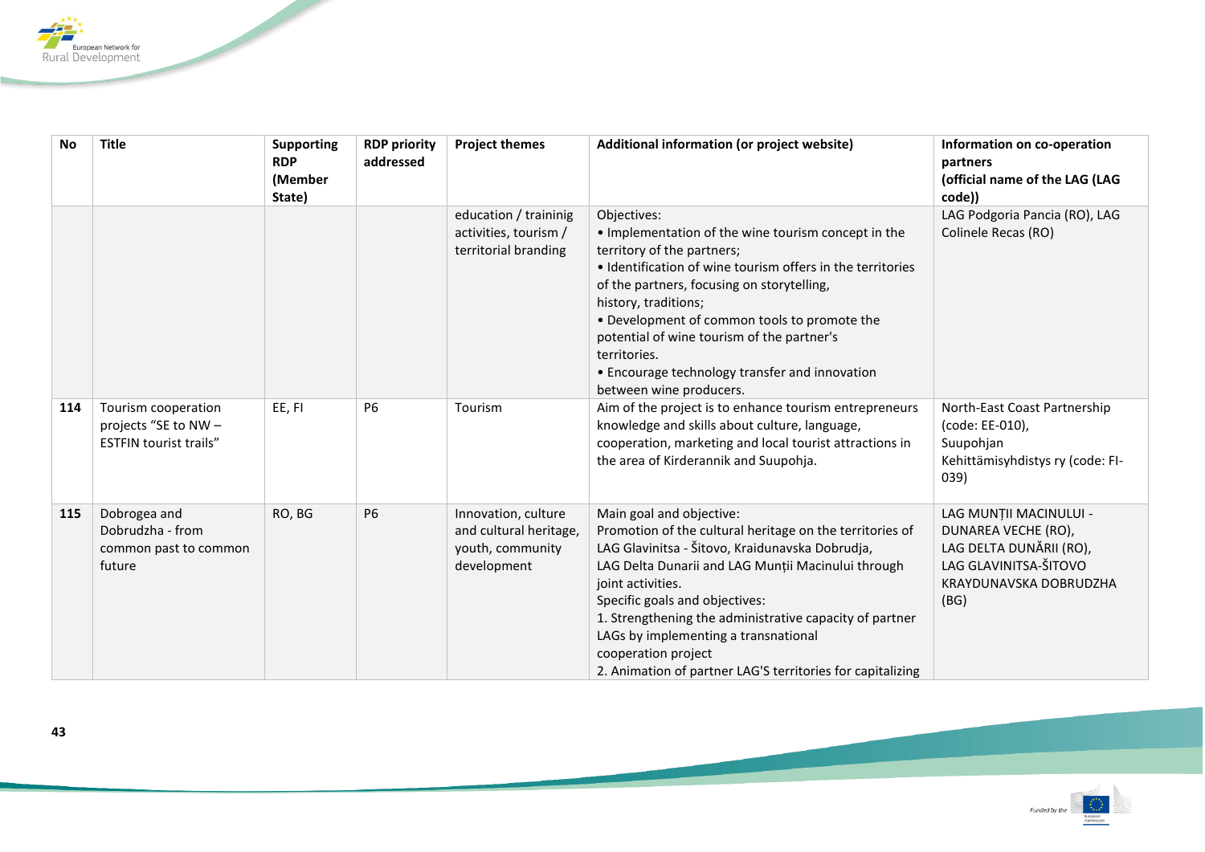| No | Title | Supporting RDP (Member State) | RDP priority addressed | Project themes | Additional information (or project website) | Information on co-operation partners (official name of the LAG (LAG code)) |
|---|---|---|---|---|---|---|
| | | | | education / traininig activities, tourism / territorial branding | Objectives:<br>• Implementation of the wine tourism concept in the territory of the partners;<br>• Identification of wine tourism offers in the territories of the partners, focusing on storytelling, history, traditions;<br>• Development of common tools to promote the potential of wine tourism of the partner's territories.<br>• Encourage technology transfer and innovation between wine producers. | LAG Podgoria Pancia (RO), LAG Colinele Recas (RO) |
| **114** | Tourism cooperation projects "SE to NW – ESTFIN tourist trails" | EE, FI | P6 | Tourism | Aim of the project is to enhance tourism entrepreneurs knowledge and skills about culture, language, cooperation, marketing and local tourist attractions in the area of Kirderannik and Suupohja. | North-East Coast Partnership (code: EE-010),<br>Suupohjan Kehittämisyhdistys ry (code: FI-039) |
| **115** | Dobrogea and Dobrudzha - from common past to common future | RO, BG | P6 | Innovation, culture and cultural heritage, youth, community development | Main goal and objective:<br>Promotion of the cultural heritage on the territories of LAG Glavinitsa - Šitovo, Kraidunavska Dobrudja, LAG Delta Dunarii and LAG Munții Macinului through joint activities.<br>Specific goals and objectives:<br>1. Strengthening the administrative capacity of partner LAGs by implementing a transnational cooperation project<br>2. Animation of partner LAG'S territories for capitalizing | LAG MUNȚII MACINULUI - DUNAREA VECHE (RO),<br>LAG DELTA DUNĂRII (RO),<br>LAG GLAVINITSA-ŠITOVO KRAYDUNAVSKA DOBRUDZHA (BG) |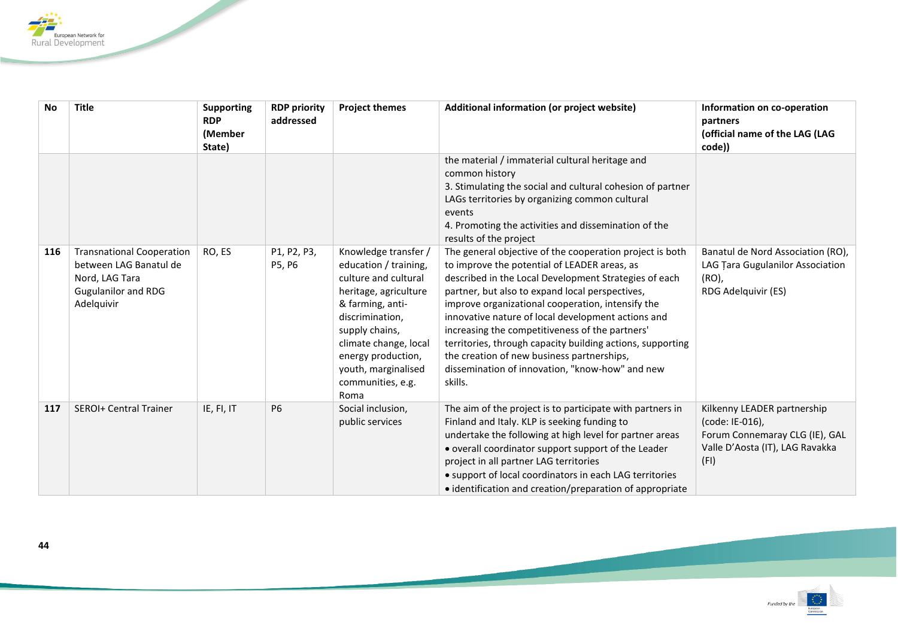| No | Title | Supporting RDP (Member State) | RDP priority addressed | Project themes | Additional information (or project website) | Information on co-operation partners (official name of the LAG (LAG code)) |
|---|---|---|---|---|---|---|
| | | | | | the material / immaterial cultural heritage and common history<br>3. Stimulating the social and cultural cohesion of partner LAGs territories by organizing common cultural events<br>4. Promoting the activities and dissemination of the results of the project | |
| 116 | Transnational Cooperation between LAG Banatul de Nord, LAG Tara Gugulanilor and RDG Adelquivir | RO, ES | P1, P2, P3, P5, P6 | Knowledge transfer / education / training, culture and cultural heritage, agriculture & farming, anti-discrimination, supply chains, climate change, local energy production, youth, marginalised communities, e.g. Roma | The general objective of the cooperation project is both to improve the potential of LEADER areas, as described in the Local Development Strategies of each partner, but also to expand local perspectives, improve organizational cooperation, intensify the innovative nature of local development actions and increasing the competitiveness of the partners' territories, through capacity building actions, supporting the creation of new business partnerships, dissemination of innovation, "know-how" and new skills. | Banatul de Nord Association (RO), LAG Țara Gugulanilor Association (RO),<br>RDG Adelquivir (ES) |
| 117 | SEROI+ Central Trainer | IE, FI, IT | P6 | Social inclusion, public services | The aim of the project is to participate with partners in Finland and Italy. KLP is seeking funding to undertake the following at high level for partner areas<br>• overall coordinator support support of the Leader project in all partner LAG territories<br>• support of local coordinators in each LAG territories<br>• identification and creation/preparation of appropriate | Kilkenny LEADER partnership (code: IE-016),<br>Forum Connemaray CLG (IE), GAL Valle D'Aosta (IT), LAG Ravakka (FI) |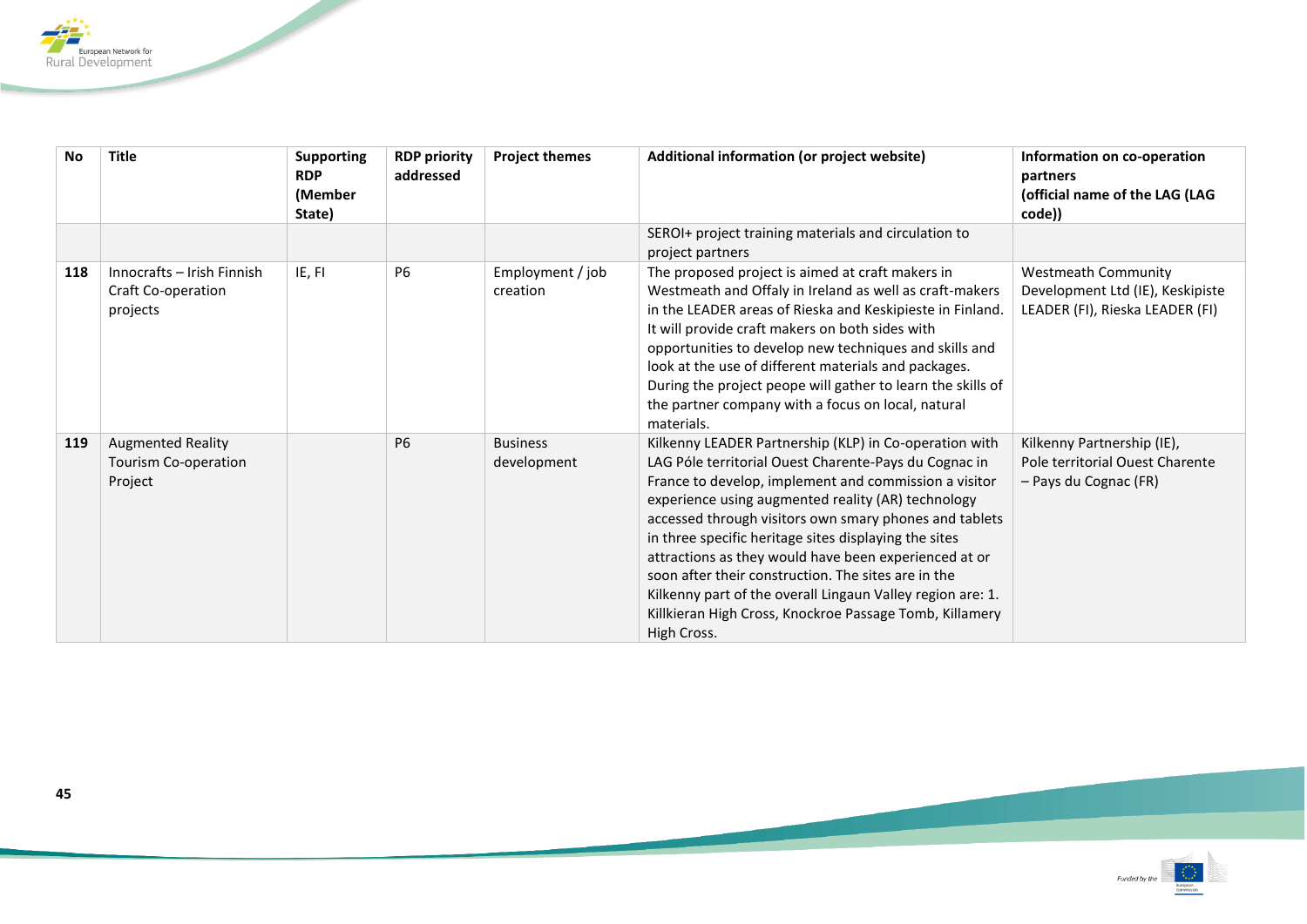| No | Title | Supporting RDP (Member State) | RDP priority addressed | Project themes | Additional information (or project website) | Information on co-operation partners (official name of the LAG (LAG code)) |
|---|---|---|---|---|---|---|
| | | | | | SEROI+ project training materials and circulation to project partners | |
| 118 | Innocrafts – Irish Finnish Craft Co-operation projects | IE, FI | P6 | Employment / job creation | The proposed project is aimed at craft makers in Westmeath and Offaly in Ireland as well as craft-makers in the LEADER areas of Rieska and Keskipieste in Finland. It will provide craft makers on both sides with opportunities to develop new techniques and skills and look at the use of different materials and packages. During the project peope will gather to learn the skills of the partner company with a focus on local, natural materials. | Westmeath Community Development Ltd (IE), Keskipiste LEADER (FI), Rieska LEADER (FI) |
| 119 | Augmented Reality Tourism Co-operation Project | | P6 | Business development | Kilkenny LEADER Partnership (KLP) in Co-operation with LAG Póle territorial Ouest Charente-Pays du Cognac in France to develop, implement and commission a visitor experience using augmented reality (AR) technology accessed through visitors own smary phones and tablets in three specific heritage sites displaying the sites attractions as they would have been experienced at or soon after their construction. The sites are in the Kilkenny part of the overall Lingaun Valley region are: 1. Killkieran High Cross, Knockroe Passage Tomb, Killamery High Cross. | Kilkenny Partnership (IE), Pole territorial Ouest Charente – Pays du Cognac (FR) |